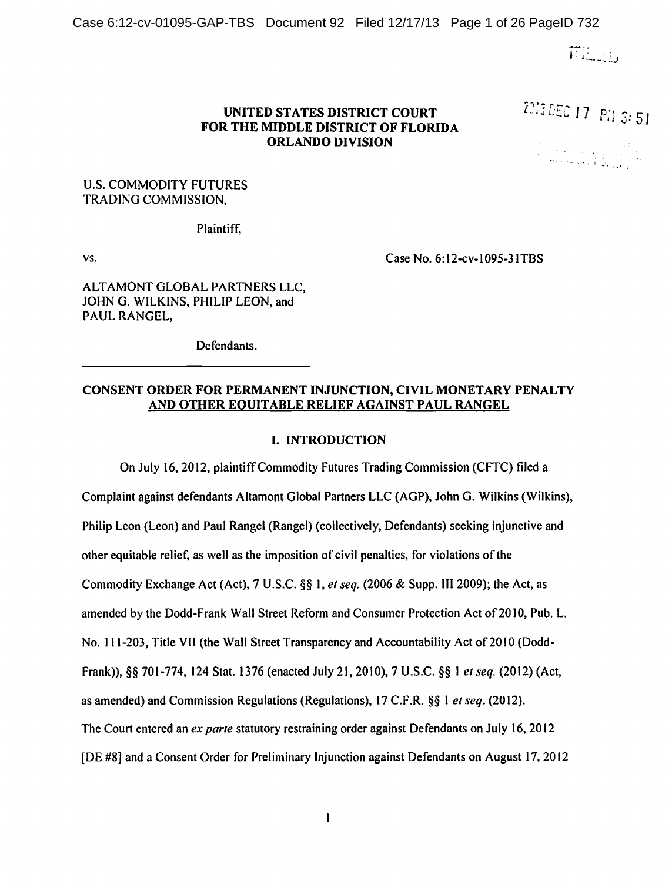# UNITED STATES DISTRICT COURT
# FOR THE MIDDLE DISTRICT OF FLORIDA
# ORLANDO DIVISION

U.S. COMMODITY FUTURES TRADING COMMISSION,

Plaintiff,

vs.

Case No. 6:12-cv-1095-31TBS

ALTAMONT GLOBAL PARTNERS LLC, JOHN G. WILKINS, PHILIP LEON, and PAUL RANGEL,

Defendants.

## CONSENT ORDER FOR PERMANENT INJUNCTION, CIVIL MONETARY PENALTY AND OTHER EQUITABLE RELIEF AGAINST PAUL RANGEL

### I. INTRODUCTION

On July 16, 2012, plaintiff Commodity Futures Trading Commission (CFTC) filed a Complaint against defendants Altamont Global Partners LLC (AGP), John G. Wilkins (Wilkins), Philip Leon (Leon) and Paul Rangel (Rangel) (collectively, Defendants) seeking injunctive and other equitable relief, as well as the imposition of civil penalties, for violations of the Commodity Exchange Act (Act), 7 U.S.C. §§ 1, *et seq.* (2006 & Supp. III 2009); the Act, as amended by the Dodd-Frank Wall Street Reform and Consumer Protection Act of 2010, Pub. L. No. 111-203, Title VII (the Wall Street Transparency and Accountability Act of 2010 (Dodd-Frank)), §§ 701-774, 124 Stat. 1376 (enacted July 21, 2010), 7 U.S.C. §§ 1 *et seq.* (2012) (Act, as amended) and Commission Regulations (Regulations), 17 C.F.R. §§ 1 *et seq.* (2012). The Court entered an *ex parte* statutory restraining order against Defendants on July 16, 2012 [DE #8] and a Consent Order for Preliminary Injunction against Defendants on August 17, 2012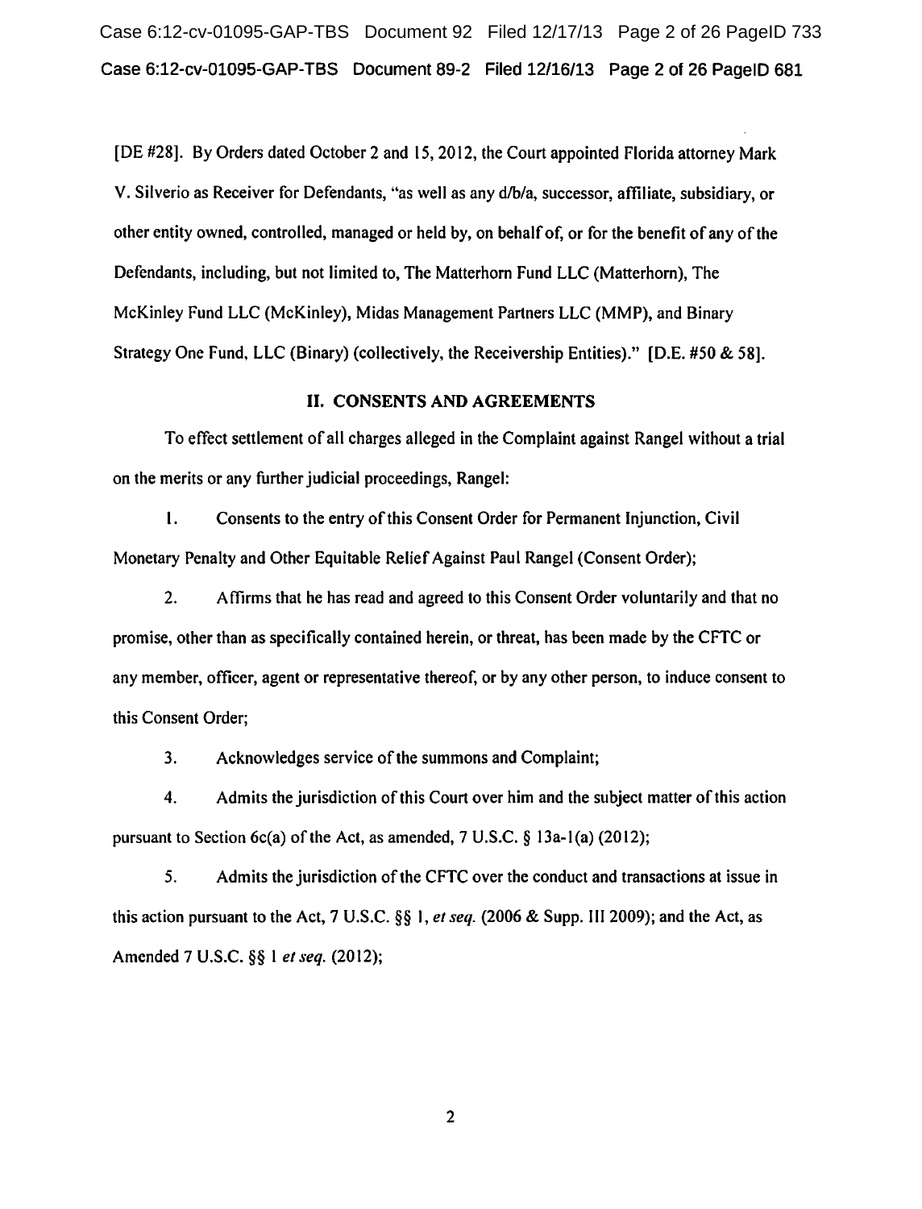[DE #28]. By Orders dated October 2 and 15, 2012, the Court appointed Florida attorney Mark V. Silverio as Receiver for Defendants, "as well as any d/b/a, successor, affiliate, subsidiary, or other entity owned, controlled, managed or held by, on behalf of, or for the benefit of any of the Defendants, including, but not limited to, The Matterhorn Fund LLC (Matterhorn), The McKinley Fund LLC (McKinley), Midas Management Partners LLC (MMP), and Binary Strategy One Fund, LLC (Binary) (collectively, the Receivership Entities)." [D.E. #50 & 58].

## II. CONSENTS AND AGREEMENTS

To effect settlement of all charges alleged in the Complaint against Rangel without a trial on the merits or any further judicial proceedings, Rangel:

1. Consents to the entry of this Consent Order for Permanent Injunction, Civil Monetary Penalty and Other Equitable Relief Against Paul Rangel (Consent Order);

2. Affirms that he has read and agreed to this Consent Order voluntarily and that no promise, other than as specifically contained herein, or threat, has been made by the CFTC or any member, officer, agent or representative thereof, or by any other person, to induce consent to this Consent Order;

3. Acknowledges service of the summons and Complaint;

4. Admits the jurisdiction of this Court over him and the subject matter of this action pursuant to Section 6c(a) of the Act, as amended, 7 U.S.C. § 13a-1(a) (2012);

5. Admits the jurisdiction of the CFTC over the conduct and transactions at issue in this action pursuant to the Act, 7 U.S.C. §§ 1, *et seq.* (2006 & Supp. III 2009); and the Act, as Amended 7 U.S.C. §§ 1 *et seq.* (2012);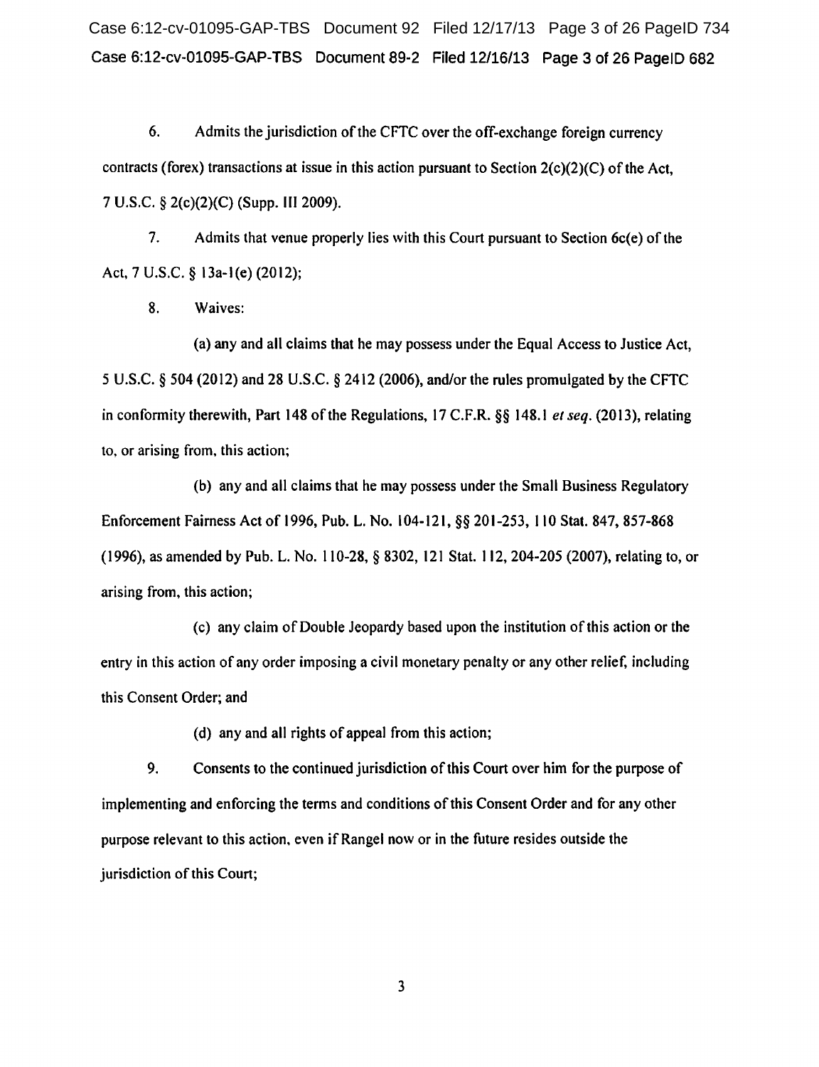6. Admits the jurisdiction of the CFTC over the off-exchange foreign currency contracts (forex) transactions at issue in this action pursuant to Section 2(c)(2)(C) of the Act, 7 U.S.C. § 2(c)(2)(C) (Supp. III 2009).

7. Admits that venue properly lies with this Court pursuant to Section 6c(e) of the Act, 7 U.S.C. § 13a-1(e) (2012);

8. Waives:

(a) any and all claims that he may possess under the Equal Access to Justice Act, 5 U.S.C. § 504 (2012) and 28 U.S.C. § 2412 (2006), and/or the rules promulgated by the CFTC in conformity therewith, Part 148 of the Regulations, 17 C.F.R. §§ 148.1 *et seq.* (2013), relating to, or arising from, this action;

(b) any and all claims that he may possess under the Small Business Regulatory Enforcement Fairness Act of 1996, Pub. L. No. 104-121, §§ 201-253, 110 Stat. 847, 857-868 (1996), as amended by Pub. L. No. 110-28, § 8302, 121 Stat. 112, 204-205 (2007), relating to, or arising from, this action;

(c) any claim of Double Jeopardy based upon the institution of this action or the entry in this action of any order imposing a civil monetary penalty or any other relief, including this Consent Order; and

(d) any and all rights of appeal from this action;

9. Consents to the continued jurisdiction of this Court over him for the purpose of implementing and enforcing the terms and conditions of this Consent Order and for any other purpose relevant to this action, even if Rangel now or in the future resides outside the jurisdiction of this Court;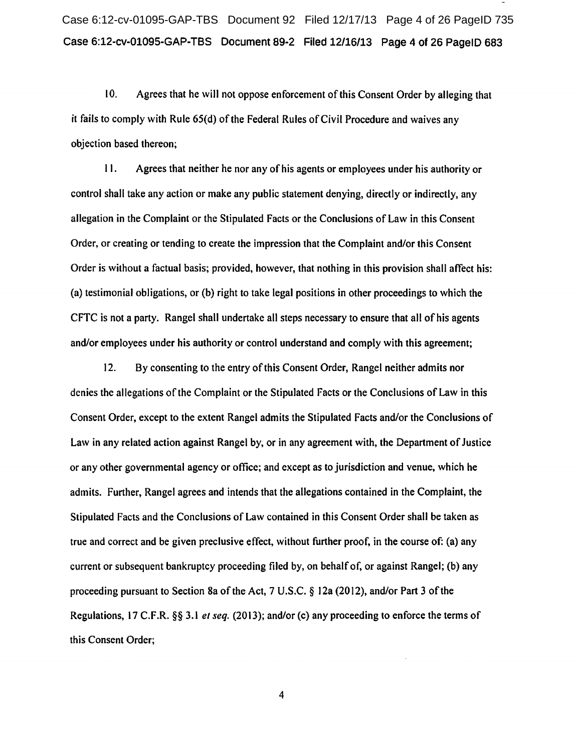10. Agrees that he will not oppose enforcement of this Consent Order by alleging that it fails to comply with Rule 65(d) of the Federal Rules of Civil Procedure and waives any objection based thereon;

11. Agrees that neither he nor any of his agents or employees under his authority or control shall take any action or make any public statement denying, directly or indirectly, any allegation in the Complaint or the Stipulated Facts or the Conclusions of Law in this Consent Order, or creating or tending to create the impression that the Complaint and/or this Consent Order is without a factual basis; provided, however, that nothing in this provision shall affect his: (a) testimonial obligations, or (b) right to take legal positions in other proceedings to which the CFTC is not a party. Rangel shall undertake all steps necessary to ensure that all of his agents and/or employees under his authority or control understand and comply with this agreement;

12. By consenting to the entry of this Consent Order, Rangel neither admits nor denies the allegations of the Complaint or the Stipulated Facts or the Conclusions of Law in this Consent Order, except to the extent Rangel admits the Stipulated Facts and/or the Conclusions of Law in any related action against Rangel by, or in any agreement with, the Department of Justice or any other governmental agency or office; and except as to jurisdiction and venue, which he admits. Further, Rangel agrees and intends that the allegations contained in the Complaint, the Stipulated Facts and the Conclusions of Law contained in this Consent Order shall be taken as true and correct and be given preclusive effect, without further proof, in the course of: (a) any current or subsequent bankruptcy proceeding filed by, on behalf of, or against Rangel; (b) any proceeding pursuant to Section 8a of the Act, 7 U.S.C. § 12a (2012), and/or Part 3 of the Regulations, 17 C.F.R. §§ 3.1 *et seq.* (2013); and/or (c) any proceeding to enforce the terms of this Consent Order;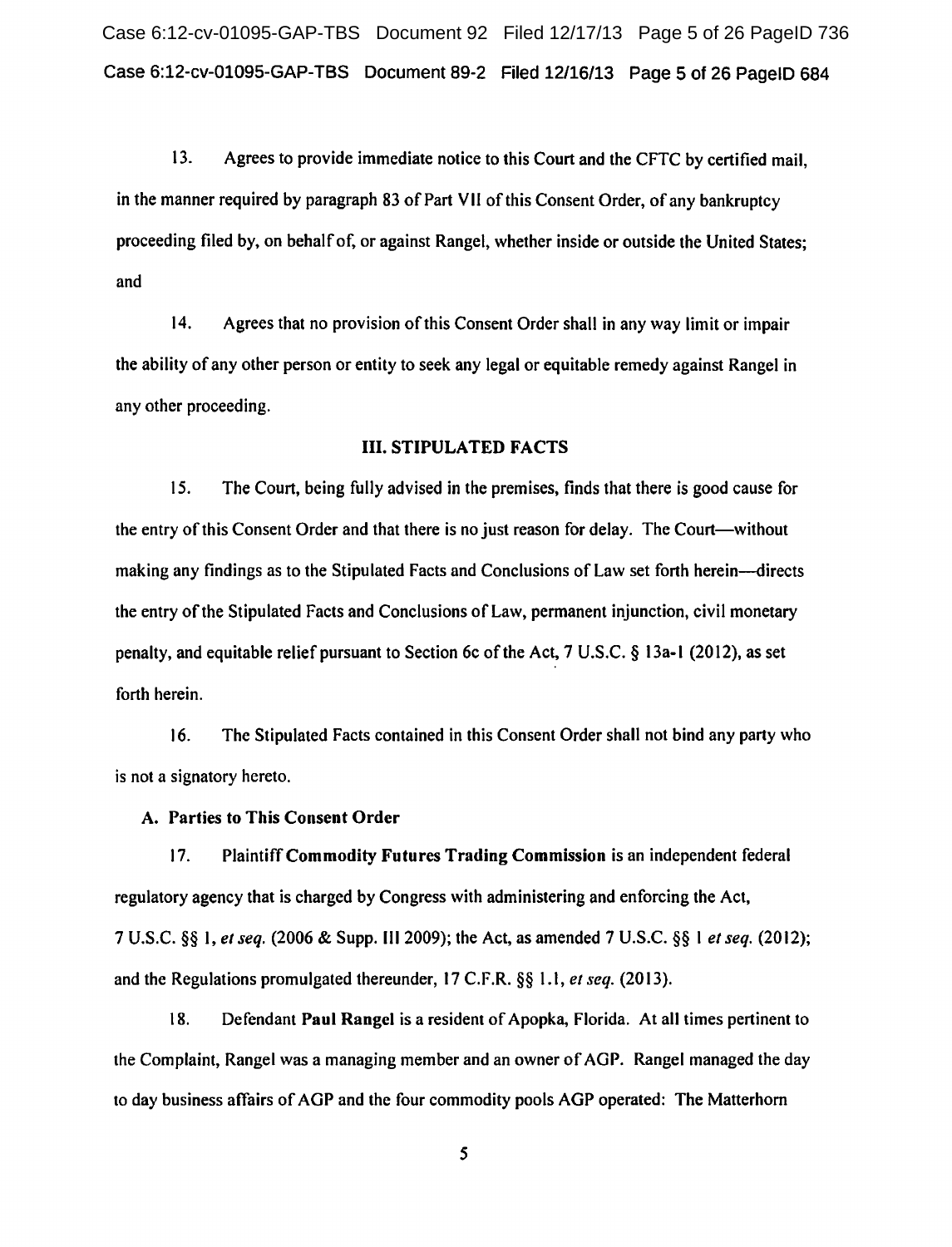13. Agrees to provide immediate notice to this Court and the CFTC by certified mail, in the manner required by paragraph 83 of Part VII of this Consent Order, of any bankruptcy proceeding filed by, on behalf of, or against Rangel, whether inside or outside the United States; and

14. Agrees that no provision of this Consent Order shall in any way limit or impair the ability of any other person or entity to seek any legal or equitable remedy against Rangel in any other proceeding.

## III. STIPULATED FACTS

15. The Court, being fully advised in the premises, finds that there is good cause for the entry of this Consent Order and that there is no just reason for delay. The Court—without making any findings as to the Stipulated Facts and Conclusions of Law set forth herein—directs the entry of the Stipulated Facts and Conclusions of Law, permanent injunction, civil monetary penalty, and equitable relief pursuant to Section 6c of the Act, 7 U.S.C. § 13a-1 (2012), as set forth herein.

16. The Stipulated Facts contained in this Consent Order shall not bind any party who is not a signatory hereto.

### A. Parties to This Consent Order

17. Plaintiff **Commodity Futures Trading Commission** is an independent federal regulatory agency that is charged by Congress with administering and enforcing the Act, 7 U.S.C. §§ 1, *et seq.* (2006 & Supp. III 2009); the Act, as amended 7 U.S.C. §§ 1 *et seq.* (2012); and the Regulations promulgated thereunder, 17 C.F.R. §§ 1.1, *et seq.* (2013).

18. Defendant **Paul Rangel** is a resident of Apopka, Florida. At all times pertinent to the Complaint, Rangel was a managing member and an owner of AGP. Rangel managed the day to day business affairs of AGP and the four commodity pools AGP operated: The Matterhorn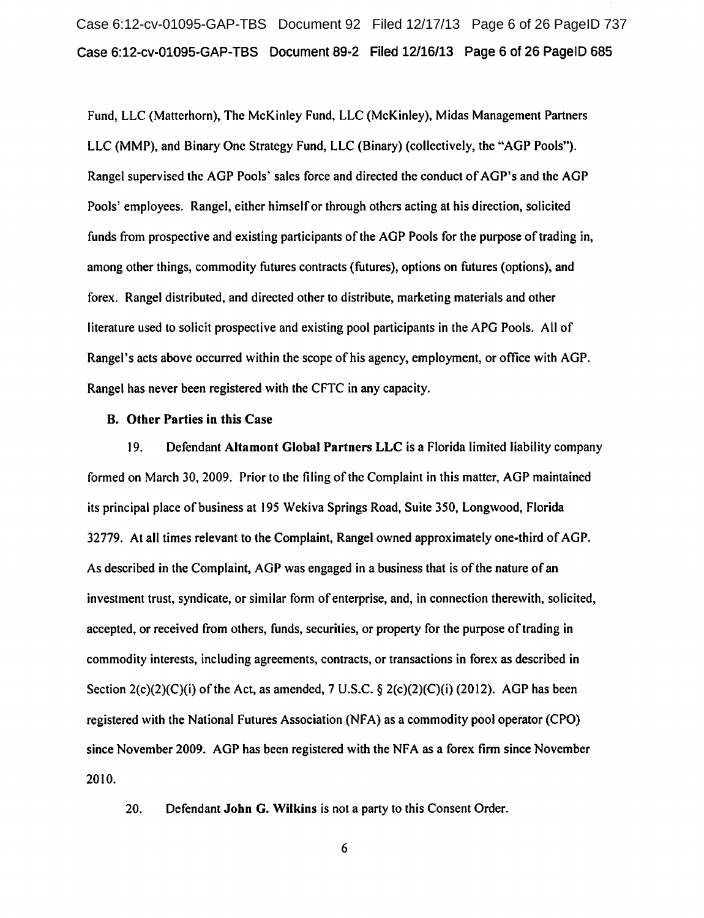Fund, LLC (Matterhorn), The McKinley Fund, LLC (McKinley), Midas Management Partners LLC (MMP), and Binary One Strategy Fund, LLC (Binary) (collectively, the "AGP Pools"). Rangel supervised the AGP Pools' sales force and directed the conduct of AGP's and the AGP Pools' employees. Rangel, either himself or through others acting at his direction, solicited funds from prospective and existing participants of the AGP Pools for the purpose of trading in, among other things, commodity futures contracts (futures), options on futures (options), and forex. Rangel distributed, and directed other to distribute, marketing materials and other literature used to solicit prospective and existing pool participants in the APG Pools. All of Rangel's acts above occurred within the scope of his agency, employment, or office with AGP. Rangel has never been registered with the CFTC in any capacity.

**B. Other Parties in this Case**

19. Defendant **Altamont Global Partners LLC** is a Florida limited liability company formed on March 30, 2009. Prior to the filing of the Complaint in this matter, AGP maintained its principal place of business at 195 Wekiva Springs Road, Suite 350, Longwood, Florida 32779. At all times relevant to the Complaint, Rangel owned approximately one-third of AGP. As described in the Complaint, AGP was engaged in a business that is of the nature of an investment trust, syndicate, or similar form of enterprise, and, in connection therewith, solicited, accepted, or received from others, funds, securities, or property for the purpose of trading in commodity interests, including agreements, contracts, or transactions in forex as described in Section 2(c)(2)(C)(i) of the Act, as amended, 7 U.S.C. § 2(c)(2)(C)(i) (2012). AGP has been registered with the National Futures Association (NFA) as a commodity pool operator (CPO) since November 2009. AGP has been registered with the NFA as a forex firm since November 2010.

20. Defendant **John G. Wilkins** is not a party to this Consent Order.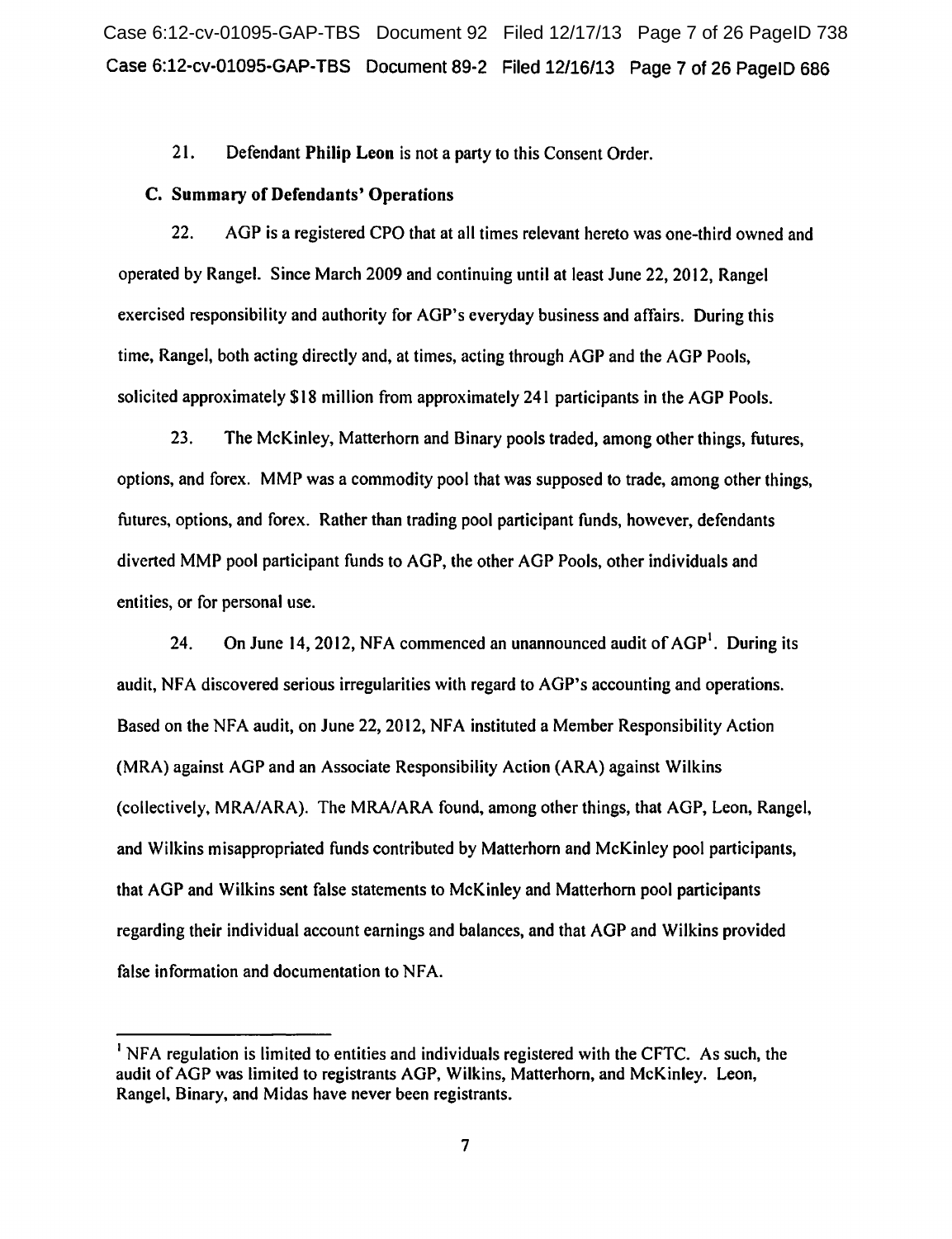21. Defendant **Philip Leon** is not a party to this Consent Order.

**C. Summary of Defendants' Operations**

22. AGP is a registered CPO that at all times relevant hereto was one-third owned and operated by Rangel. Since March 2009 and continuing until at least June 22, 2012, Rangel exercised responsibility and authority for AGP's everyday business and affairs. During this time, Rangel, both acting directly and, at times, acting through AGP and the AGP Pools, solicited approximately $18 million from approximately 241 participants in the AGP Pools.

23. The McKinley, Matterhorn and Binary pools traded, among other things, futures, options, and forex. MMP was a commodity pool that was supposed to trade, among other things, futures, options, and forex. Rather than trading pool participant funds, however, defendants diverted MMP pool participant funds to AGP, the other AGP Pools, other individuals and entities, or for personal use.

24. On June 14, 2012, NFA commenced an unannounced audit of AGP[1]. During its audit, NFA discovered serious irregularities with regard to AGP's accounting and operations. Based on the NFA audit, on June 22, 2012, NFA instituted a Member Responsibility Action (MRA) against AGP and an Associate Responsibility Action (ARA) against Wilkins (collectively, MRA/ARA). The MRA/ARA found, among other things, that AGP, Leon, Rangel, and Wilkins misappropriated funds contributed by Matterhorn and McKinley pool participants, that AGP and Wilkins sent false statements to McKinley and Matterhorn pool participants regarding their individual account earnings and balances, and that AGP and Wilkins provided false information and documentation to NFA.

---

[1] NFA regulation is limited to entities and individuals registered with the CFTC. As such, the audit of AGP was limited to registrants AGP, Wilkins, Matterhorn, and McKinley. Leon, Rangel, Binary, and Midas have never been registrants.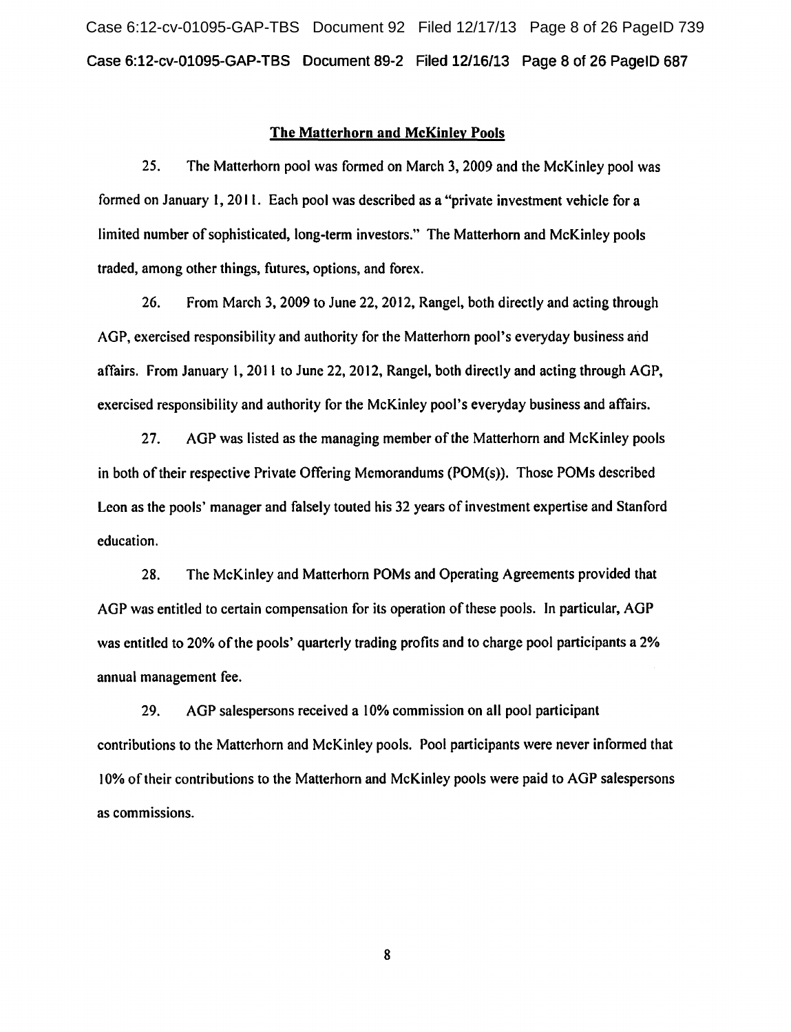## The Matterhorn and McKinley Pools

25. The Matterhorn pool was formed on March 3, 2009 and the McKinley pool was formed on January 1, 2011. Each pool was described as a "private investment vehicle for a limited number of sophisticated, long-term investors." The Matterhorn and McKinley pools traded, among other things, futures, options, and forex.

26. From March 3, 2009 to June 22, 2012, Rangel, both directly and acting through AGP, exercised responsibility and authority for the Matterhorn pool's everyday business and affairs. From January 1, 2011 to June 22, 2012, Rangel, both directly and acting through AGP, exercised responsibility and authority for the McKinley pool's everyday business and affairs.

27. AGP was listed as the managing member of the Matterhorn and McKinley pools in both of their respective Private Offering Memorandums (POM(s)). Those POMs described Leon as the pools' manager and falsely touted his 32 years of investment expertise and Stanford education.

28. The McKinley and Matterhorn POMs and Operating Agreements provided that AGP was entitled to certain compensation for its operation of these pools. In particular, AGP was entitled to 20% of the pools' quarterly trading profits and to charge pool participants a 2% annual management fee.

29. AGP salespersons received a 10% commission on all pool participant contributions to the Matterhorn and McKinley pools. Pool participants were never informed that 10% of their contributions to the Matterhorn and McKinley pools were paid to AGP salespersons as commissions.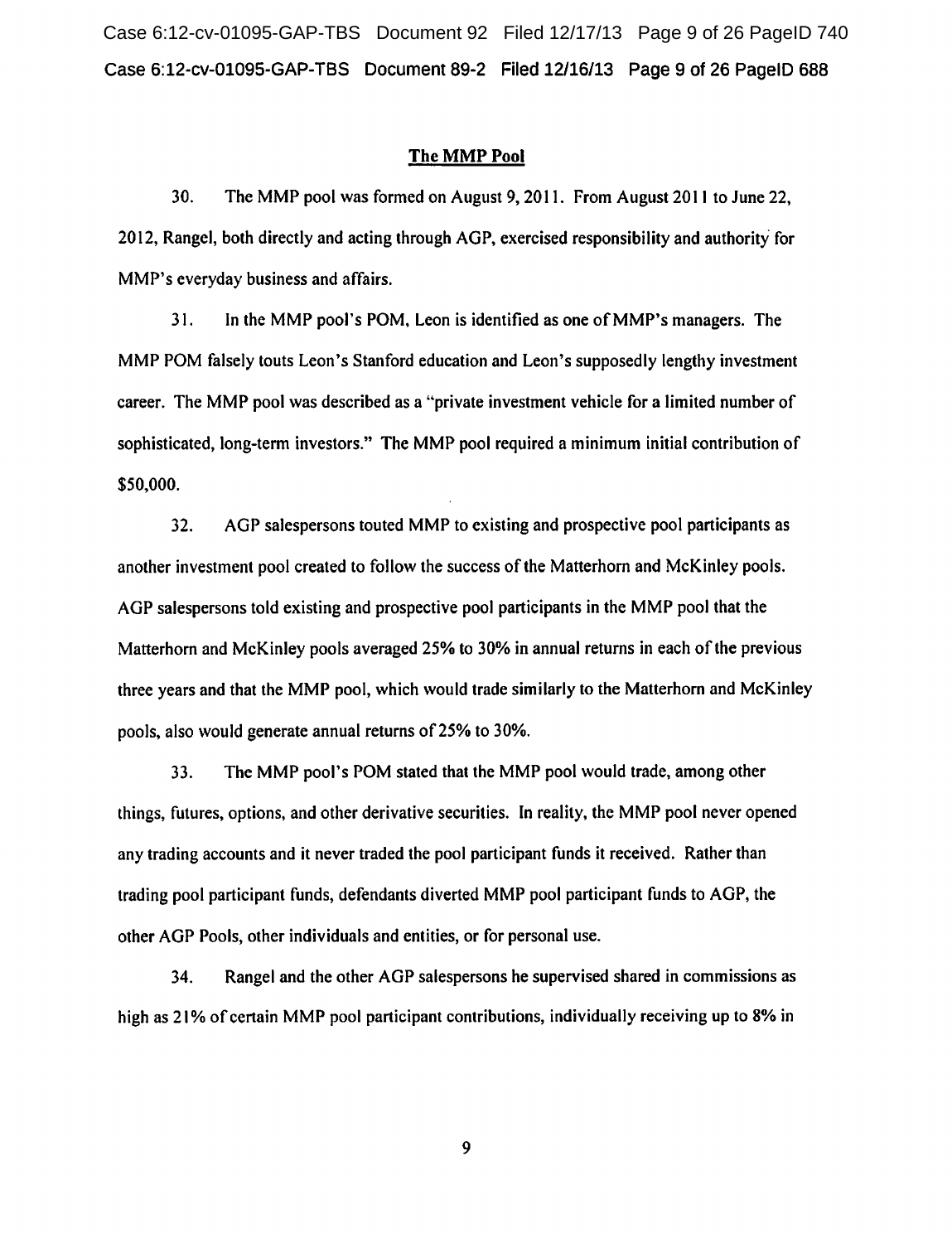## The MMP Pool

30. The MMP pool was formed on August 9, 2011. From August 2011 to June 22, 2012, Rangel, both directly and acting through AGP, exercised responsibility and authority for MMP's everyday business and affairs.

31. In the MMP pool's POM, Leon is identified as one of MMP's managers. The MMP POM falsely touts Leon's Stanford education and Leon's supposedly lengthy investment career. The MMP pool was described as a "private investment vehicle for a limited number of sophisticated, long-term investors." The MMP pool required a minimum initial contribution of $50,000.

32. AGP salespersons touted MMP to existing and prospective pool participants as another investment pool created to follow the success of the Matterhorn and McKinley pools. AGP salespersons told existing and prospective pool participants in the MMP pool that the Matterhorn and McKinley pools averaged 25% to 30% in annual returns in each of the previous three years and that the MMP pool, which would trade similarly to the Matterhorn and McKinley pools, also would generate annual returns of 25% to 30%.

33. The MMP pool's POM stated that the MMP pool would trade, among other things, futures, options, and other derivative securities. In reality, the MMP pool never opened any trading accounts and it never traded the pool participant funds it received. Rather than trading pool participant funds, defendants diverted MMP pool participant funds to AGP, the other AGP Pools, other individuals and entities, or for personal use.

34. Rangel and the other AGP salespersons he supervised shared in commissions as high as 21% of certain MMP pool participant contributions, individually receiving up to 8% in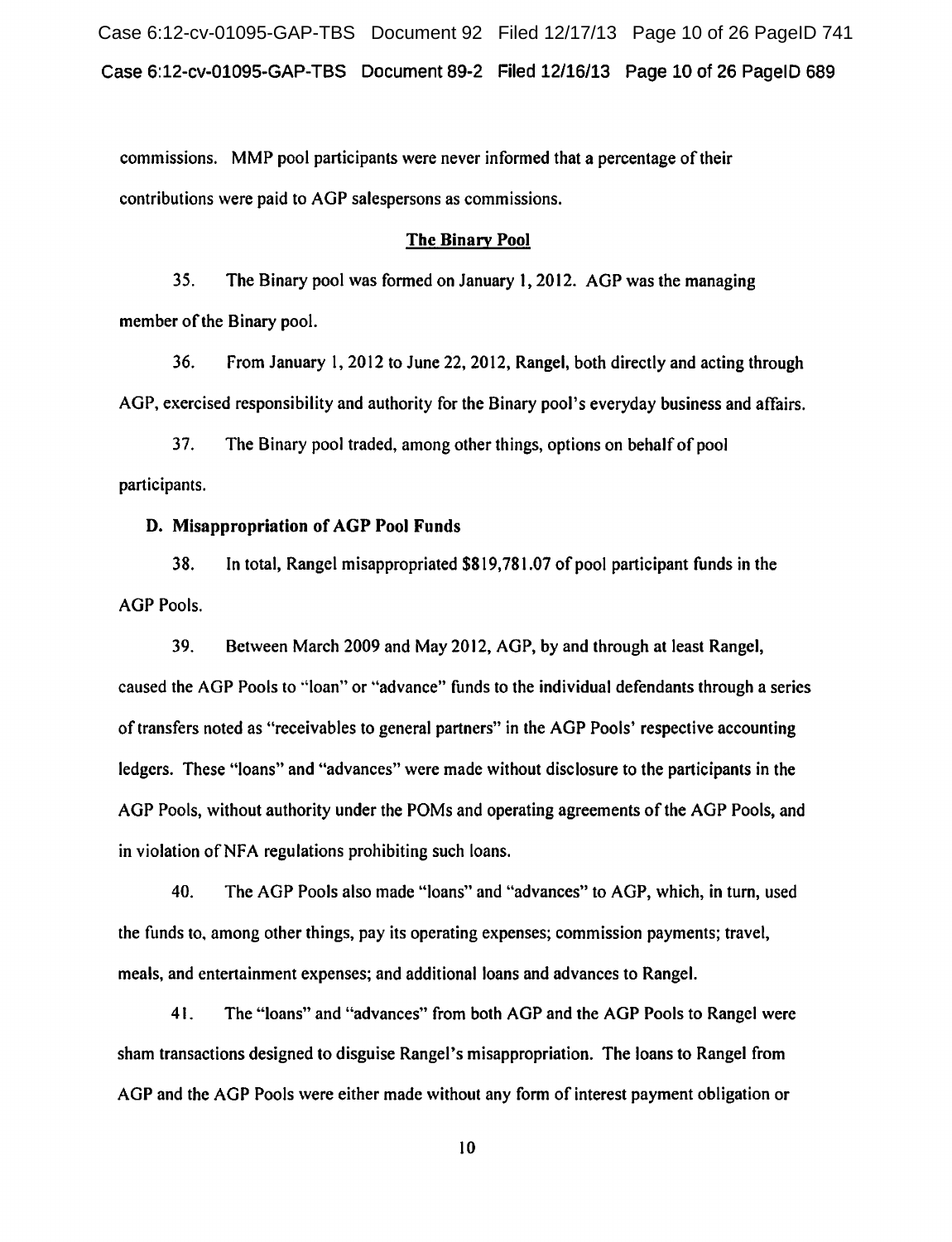commissions. MMP pool participants were never informed that a percentage of their contributions were paid to AGP salespersons as commissions.

**The Binary Pool**

35. The Binary pool was formed on January 1, 2012. AGP was the managing member of the Binary pool.

36. From January 1, 2012 to June 22, 2012, Rangel, both directly and acting through AGP, exercised responsibility and authority for the Binary pool's everyday business and affairs.

37. The Binary pool traded, among other things, options on behalf of pool participants.

**D. Misappropriation of AGP Pool Funds**

38. In total, Rangel misappropriated $819,781.07 of pool participant funds in the AGP Pools.

39. Between March 2009 and May 2012, AGP, by and through at least Rangel, caused the AGP Pools to "loan" or "advance" funds to the individual defendants through a series of transfers noted as "receivables to general partners" in the AGP Pools' respective accounting ledgers. These "loans" and "advances" were made without disclosure to the participants in the AGP Pools, without authority under the POMs and operating agreements of the AGP Pools, and in violation of NFA regulations prohibiting such loans.

40. The AGP Pools also made "loans" and "advances" to AGP, which, in turn, used the funds to, among other things, pay its operating expenses; commission payments; travel, meals, and entertainment expenses; and additional loans and advances to Rangel.

41. The "loans" and "advances" from both AGP and the AGP Pools to Rangel were sham transactions designed to disguise Rangel's misappropriation. The loans to Rangel from AGP and the AGP Pools were either made without any form of interest payment obligation or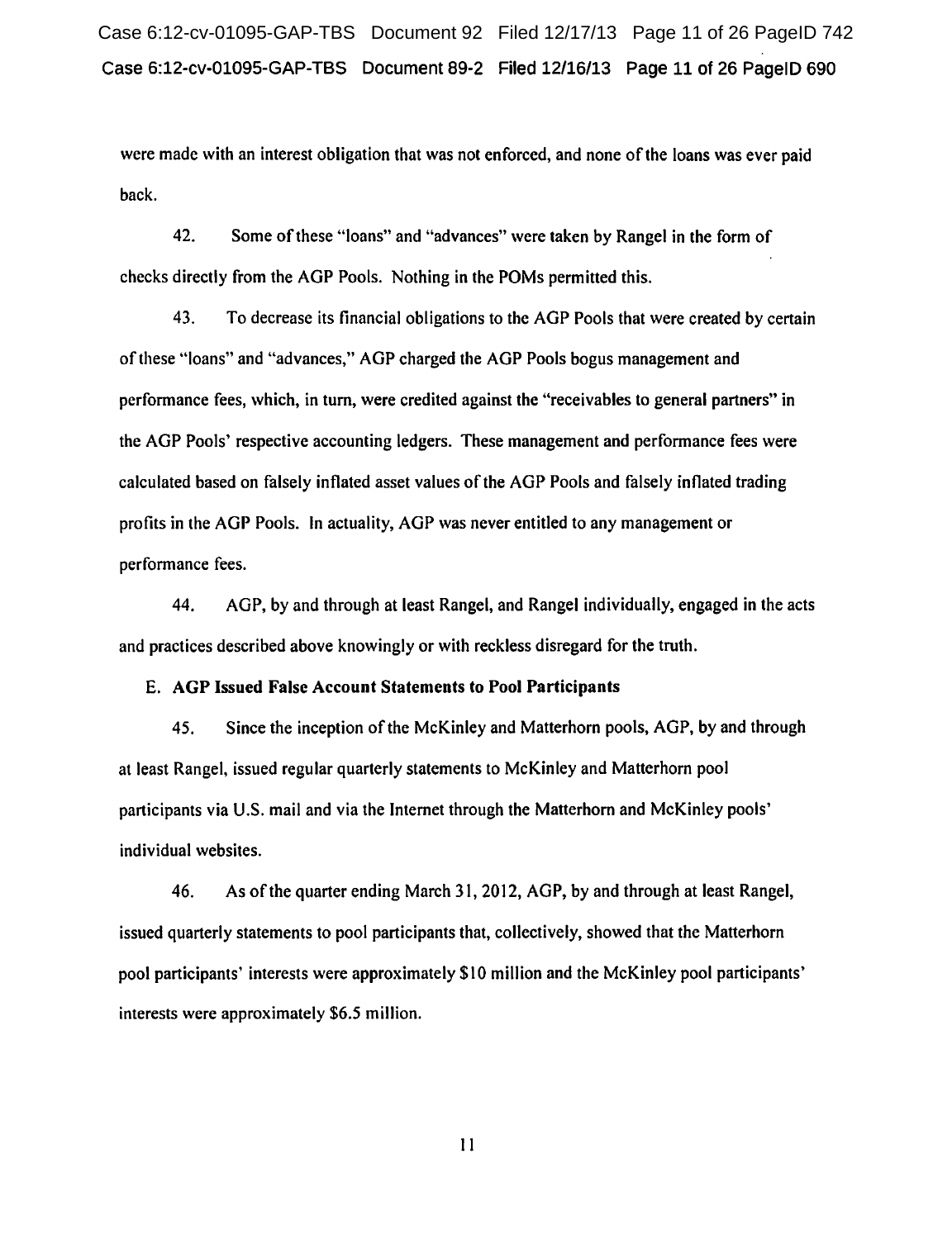were made with an interest obligation that was not enforced, and none of the loans was ever paid back.

42. Some of these "loans" and "advances" were taken by Rangel in the form of checks directly from the AGP Pools. Nothing in the POMs permitted this.

43. To decrease its financial obligations to the AGP Pools that were created by certain of these "loans" and "advances," AGP charged the AGP Pools bogus management and performance fees, which, in turn, were credited against the "receivables to general partners" in the AGP Pools' respective accounting ledgers. These management and performance fees were calculated based on falsely inflated asset values of the AGP Pools and falsely inflated trading profits in the AGP Pools. In actuality, AGP was never entitled to any management or performance fees.

44. AGP, by and through at least Rangel, and Rangel individually, engaged in the acts and practices described above knowingly or with reckless disregard for the truth.

### E. AGP Issued False Account Statements to Pool Participants

45. Since the inception of the McKinley and Matterhorn pools, AGP, by and through at least Rangel, issued regular quarterly statements to McKinley and Matterhorn pool participants via U.S. mail and via the Internet through the Matterhorn and McKinley pools' individual websites.

46. As of the quarter ending March 31, 2012, AGP, by and through at least Rangel, issued quarterly statements to pool participants that, collectively, showed that the Matterhorn pool participants' interests were approximately $10 million and the McKinley pool participants' interests were approximately $6.5 million.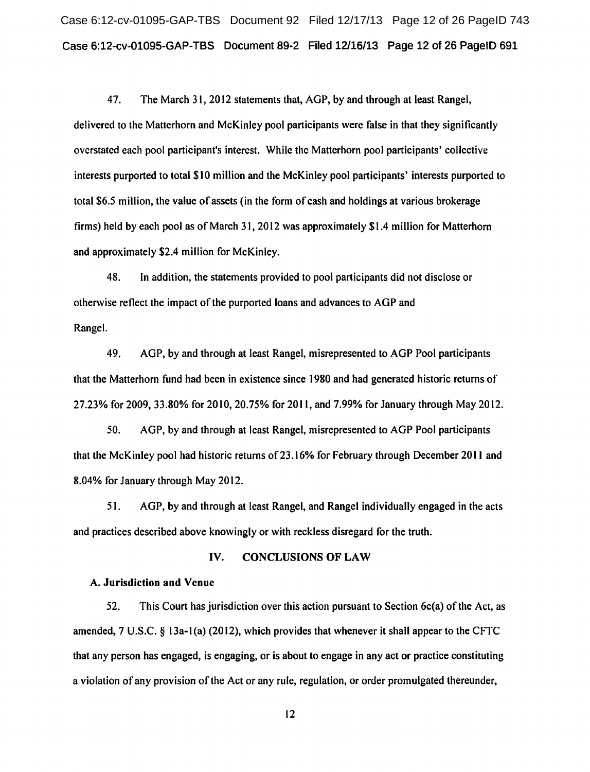47. The March 31, 2012 statements that, AGP, by and through at least Rangel, delivered to the Matterhorn and McKinley pool participants were false in that they significantly overstated each pool participant's interest. While the Matterhorn pool participants' collective interests purported to total $10 million and the McKinley pool participants' interests purported to total $6.5 million, the value of assets (in the form of cash and holdings at various brokerage firms) held by each pool as of March 31, 2012 was approximately $1.4 million for Matterhorn and approximately $2.4 million for McKinley.

48. In addition, the statements provided to pool participants did not disclose or otherwise reflect the impact of the purported loans and advances to AGP and Rangel.

49. AGP, by and through at least Rangel, misrepresented to AGP Pool participants that the Matterhorn fund had been in existence since 1980 and had generated historic returns of 27.23% for 2009, 33.80% for 2010, 20.75% for 2011, and 7.99% for January through May 2012.

50. AGP, by and through at least Rangel, misrepresented to AGP Pool participants that the McKinley pool had historic returns of 23.16% for February through December 2011 and 8.04% for January through May 2012.

51. AGP, by and through at least Rangel, and Rangel individually engaged in the acts and practices described above knowingly or with reckless disregard for the truth.

## IV. CONCLUSIONS OF LAW

### A. Jurisdiction and Venue

52. This Court has jurisdiction over this action pursuant to Section 6c(a) of the Act, as amended, 7 U.S.C. § 13a-1(a) (2012), which provides that whenever it shall appear to the CFTC that any person has engaged, is engaging, or is about to engage in any act or practice constituting a violation of any provision of the Act or any rule, regulation, or order promulgated thereunder,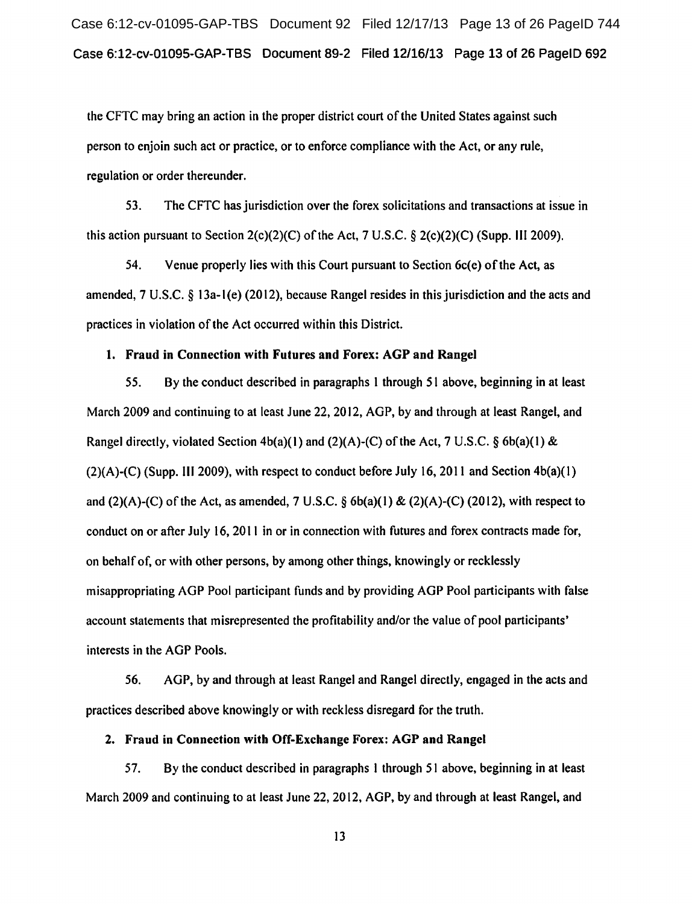the CFTC may bring an action in the proper district court of the United States against such person to enjoin such act or practice, or to enforce compliance with the Act, or any rule, regulation or order thereunder.

53. The CFTC has jurisdiction over the forex solicitations and transactions at issue in this action pursuant to Section 2(c)(2)(C) of the Act, 7 U.S.C. § 2(c)(2)(C) (Supp. III 2009).

54. Venue properly lies with this Court pursuant to Section 6c(e) of the Act, as amended, 7 U.S.C. § 13a-1(e) (2012), because Rangel resides in this jurisdiction and the acts and practices in violation of the Act occurred within this District.

**1. Fraud in Connection with Futures and Forex: AGP and Rangel**

55. By the conduct described in paragraphs 1 through 51 above, beginning in at least March 2009 and continuing to at least June 22, 2012, AGP, by and through at least Rangel, and Rangel directly, violated Section 4b(a)(1) and (2)(A)-(C) of the Act, 7 U.S.C. § 6b(a)(1) & (2)(A)-(C) (Supp. III 2009), with respect to conduct before July 16, 2011 and Section 4b(a)(1) and (2)(A)-(C) of the Act, as amended, 7 U.S.C. § 6b(a)(1) & (2)(A)-(C) (2012), with respect to conduct on or after July 16, 2011 in or in connection with futures and forex contracts made for, on behalf of, or with other persons, by among other things, knowingly or recklessly misappropriating AGP Pool participant funds and by providing AGP Pool participants with false account statements that misrepresented the profitability and/or the value of pool participants' interests in the AGP Pools.

56. AGP, by and through at least Rangel and Rangel directly, engaged in the acts and practices described above knowingly or with reckless disregard for the truth.

**2. Fraud in Connection with Off-Exchange Forex: AGP and Rangel**

57. By the conduct described in paragraphs 1 through 51 above, beginning in at least March 2009 and continuing to at least June 22, 2012, AGP, by and through at least Rangel, and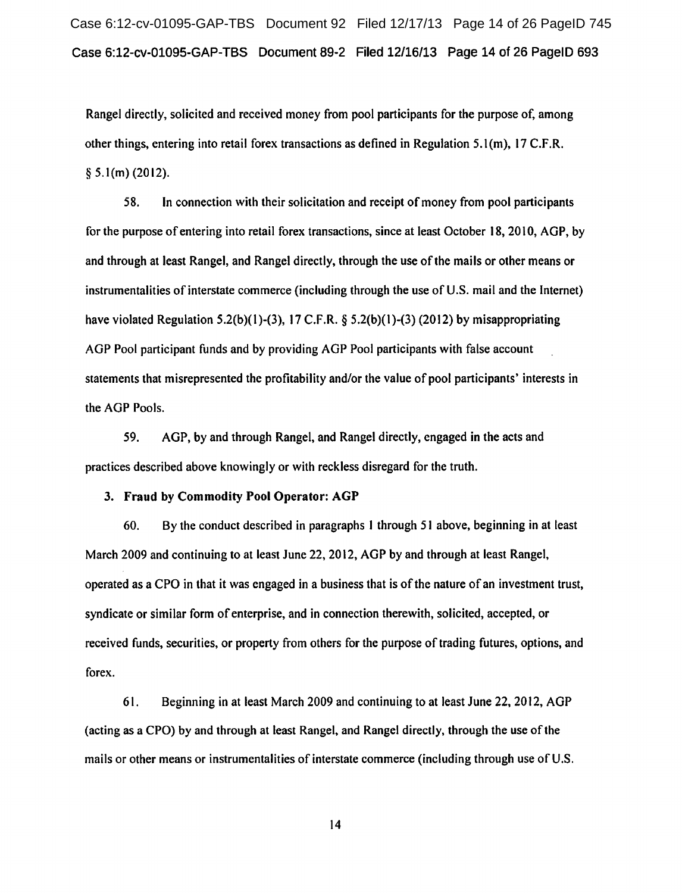Rangel directly, solicited and received money from pool participants for the purpose of, among other things, entering into retail forex transactions as defined in Regulation 5.1(m), 17 C.F.R. § 5.1(m) (2012).

58. In connection with their solicitation and receipt of money from pool participants for the purpose of entering into retail forex transactions, since at least October 18, 2010, AGP, by and through at least Rangel, and Rangel directly, through the use of the mails or other means or instrumentalities of interstate commerce (including through the use of U.S. mail and the Internet) have violated Regulation 5.2(b)(1)-(3), 17 C.F.R. § 5.2(b)(1)-(3) (2012) by misappropriating AGP Pool participant funds and by providing AGP Pool participants with false account statements that misrepresented the profitability and/or the value of pool participants' interests in the AGP Pools.

59. AGP, by and through Rangel, and Rangel directly, engaged in the acts and practices described above knowingly or with reckless disregard for the truth.

**3. Fraud by Commodity Pool Operator: AGP**

60. By the conduct described in paragraphs 1 through 51 above, beginning in at least March 2009 and continuing to at least June 22, 2012, AGP by and through at least Rangel, operated as a CPO in that it was engaged in a business that is of the nature of an investment trust, syndicate or similar form of enterprise, and in connection therewith, solicited, accepted, or received funds, securities, or property from others for the purpose of trading futures, options, and forex.

61. Beginning in at least March 2009 and continuing to at least June 22, 2012, AGP (acting as a CPO) by and through at least Rangel, and Rangel directly, through the use of the mails or other means or instrumentalities of interstate commerce (including through use of U.S.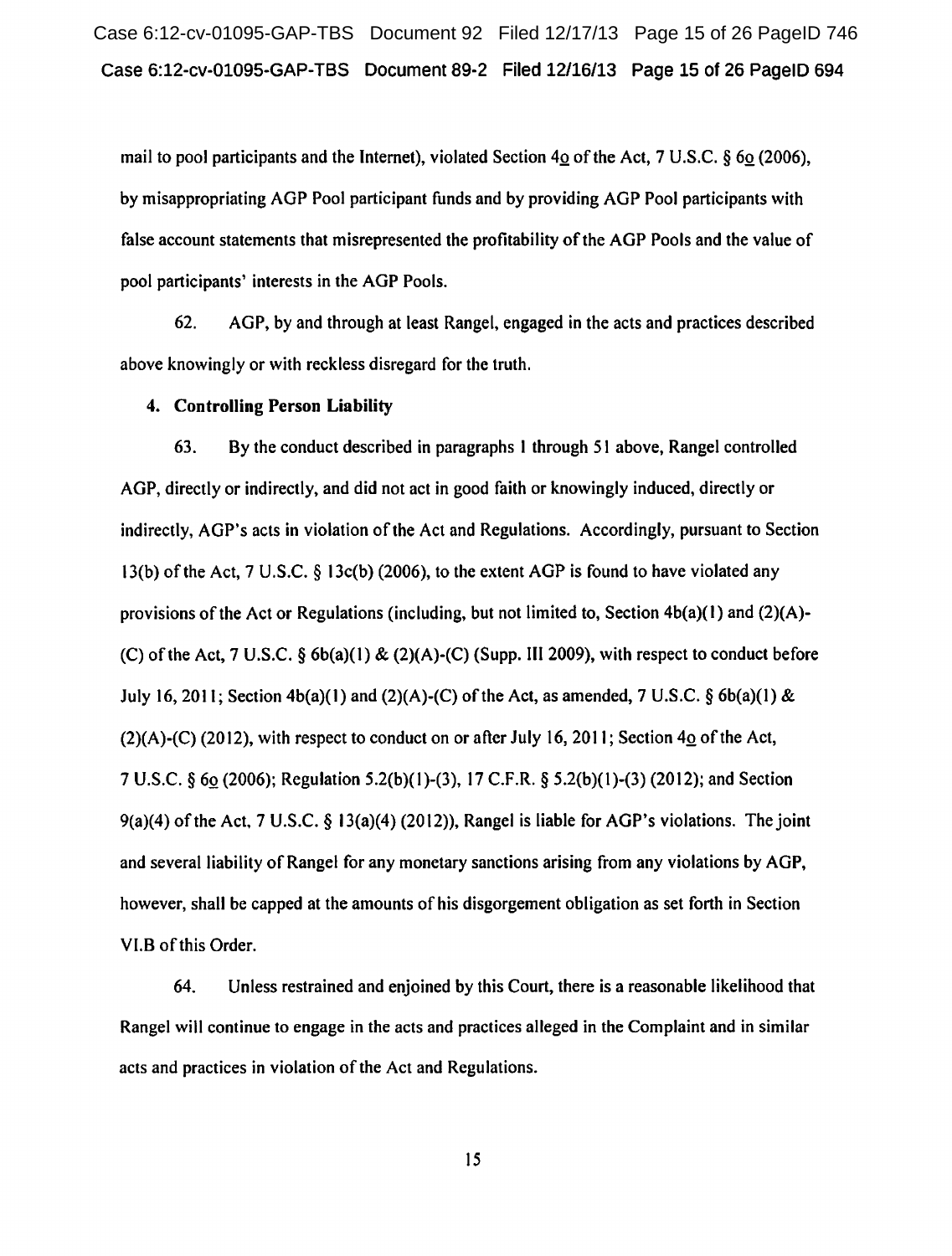mail to pool participants and the Internet), violated Section 4o of the Act, 7 U.S.C. § 6o (2006), by misappropriating AGP Pool participant funds and by providing AGP Pool participants with false account statements that misrepresented the profitability of the AGP Pools and the value of pool participants' interests in the AGP Pools.

62. AGP, by and through at least Rangel, engaged in the acts and practices described above knowingly or with reckless disregard for the truth.

**4. Controlling Person Liability**

63. By the conduct described in paragraphs 1 through 51 above, Rangel controlled AGP, directly or indirectly, and did not act in good faith or knowingly induced, directly or indirectly, AGP's acts in violation of the Act and Regulations. Accordingly, pursuant to Section 13(b) of the Act, 7 U.S.C. § 13c(b) (2006), to the extent AGP is found to have violated any provisions of the Act or Regulations (including, but not limited to, Section 4b(a)(1) and (2)(A)-(C) of the Act, 7 U.S.C. § 6b(a)(1) & (2)(A)-(C) (Supp. III 2009), with respect to conduct before July 16, 2011; Section 4b(a)(1) and (2)(A)-(C) of the Act, as amended, 7 U.S.C. § 6b(a)(1) & (2)(A)-(C) (2012), with respect to conduct on or after July 16, 2011; Section 4o of the Act, 7 U.S.C. § 6o (2006); Regulation 5.2(b)(1)-(3), 17 C.F.R. § 5.2(b)(1)-(3) (2012); and Section 9(a)(4) of the Act, 7 U.S.C. § 13(a)(4) (2012)), Rangel is liable for AGP's violations. The joint and several liability of Rangel for any monetary sanctions arising from any violations by AGP, however, shall be capped at the amounts of his disgorgement obligation as set forth in Section VI.B of this Order.

64. Unless restrained and enjoined by this Court, there is a reasonable likelihood that Rangel will continue to engage in the acts and practices alleged in the Complaint and in similar acts and practices in violation of the Act and Regulations.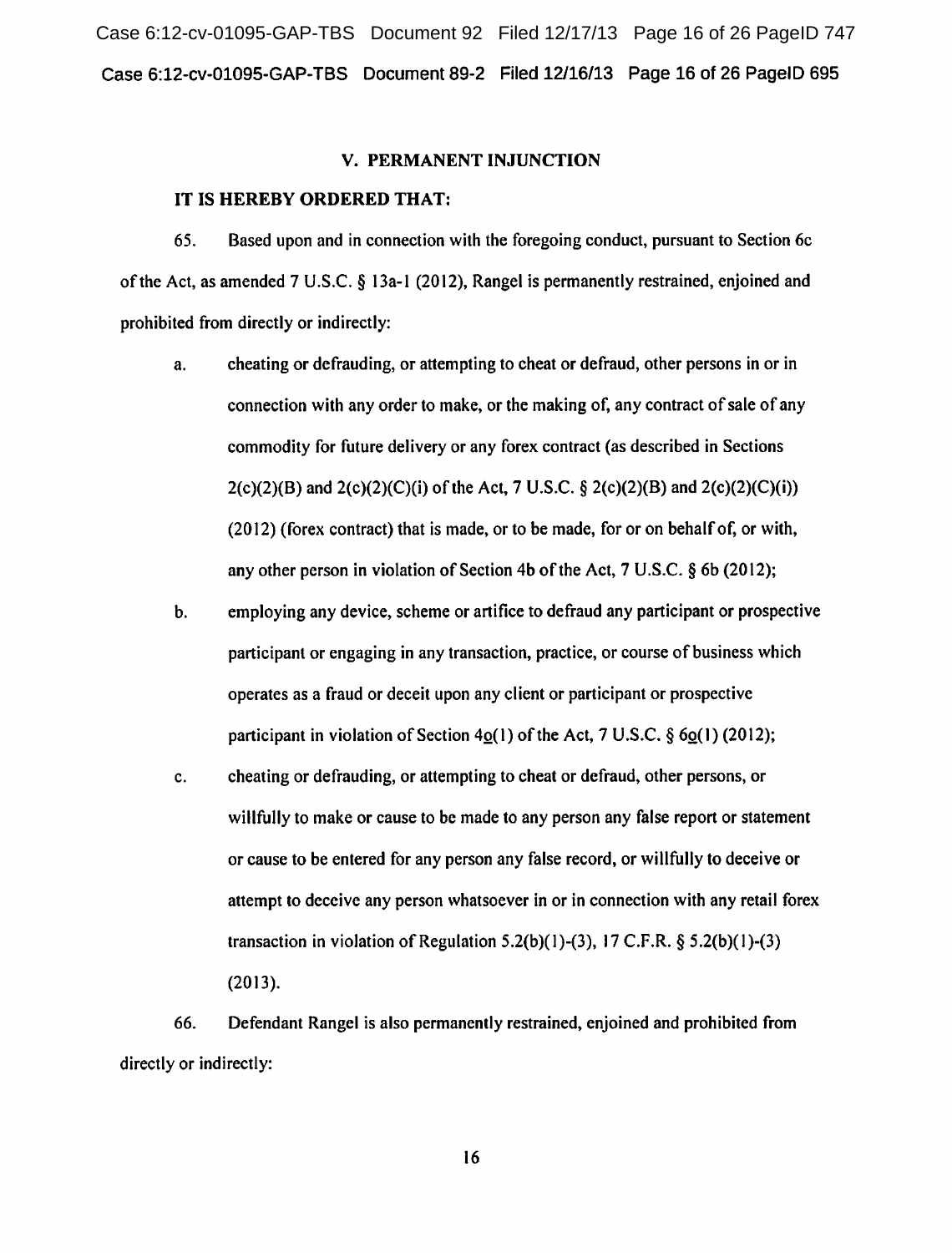## V. PERMANENT INJUNCTION

**IT IS HEREBY ORDERED THAT:**

65. Based upon and in connection with the foregoing conduct, pursuant to Section 6c of the Act, as amended 7 U.S.C. § 13a-1 (2012), Rangel is permanently restrained, enjoined and prohibited from directly or indirectly:

   a. cheating or defrauding, or attempting to cheat or defraud, other persons in or in connection with any order to make, or the making of, any contract of sale of any commodity for future delivery or any forex contract (as described in Sections 2(c)(2)(B) and 2(c)(2)(C)(i) of the Act, 7 U.S.C. § 2(c)(2)(B) and 2(c)(2)(C)(i)) (2012) (forex contract) that is made, or to be made, for or on behalf of, or with, any other person in violation of Section 4b of the Act, 7 U.S.C. § 6b (2012);

   b. employing any device, scheme or artifice to defraud any participant or prospective participant or engaging in any transaction, practice, or course of business which operates as a fraud or deceit upon any client or participant or prospective participant in violation of Section 4o(1) of the Act, 7 U.S.C. § 6o(1) (2012);

   c. cheating or defrauding, or attempting to cheat or defraud, other persons, or willfully to make or cause to be made to any person any false report or statement or cause to be entered for any person any false record, or willfully to deceive or attempt to deceive any person whatsoever in or in connection with any retail forex transaction in violation of Regulation 5.2(b)(1)-(3), 17 C.F.R. § 5.2(b)(1)-(3) (2013).

66. Defendant Rangel is also permanently restrained, enjoined and prohibited from directly or indirectly: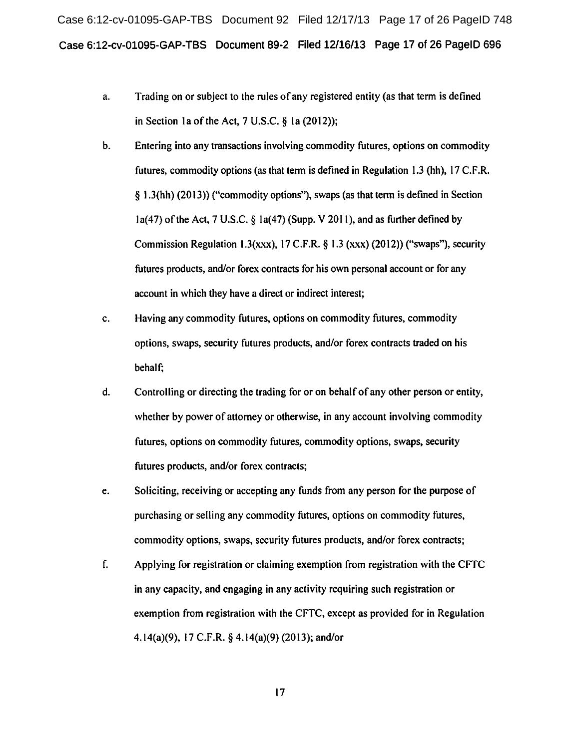a. Trading on or subject to the rules of any registered entity (as that term is defined in Section 1a of the Act, 7 U.S.C. § 1a (2012));

b. Entering into any transactions involving commodity futures, options on commodity futures, commodity options (as that term is defined in Regulation 1.3 (hh), 17 C.F.R. § 1.3(hh) (2013)) ("commodity options"), swaps (as that term is defined in Section 1a(47) of the Act, 7 U.S.C. § 1a(47) (Supp. V 2011), and as further defined by Commission Regulation 1.3(xxx), 17 C.F.R. § 1.3 (xxx) (2012)) ("swaps"), security futures products, and/or forex contracts for his own personal account or for any account in which they have a direct or indirect interest;

c. Having any commodity futures, options on commodity futures, commodity options, swaps, security futures products, and/or forex contracts traded on his behalf;

d. Controlling or directing the trading for or on behalf of any other person or entity, whether by power of attorney or otherwise, in any account involving commodity futures, options on commodity futures, commodity options, swaps, security futures products, and/or forex contracts;

e. Soliciting, receiving or accepting any funds from any person for the purpose of purchasing or selling any commodity futures, options on commodity futures, commodity options, swaps, security futures products, and/or forex contracts;

f. Applying for registration or claiming exemption from registration with the CFTC in any capacity, and engaging in any activity requiring such registration or exemption from registration with the CFTC, except as provided for in Regulation 4.14(a)(9), 17 C.F.R. § 4.14(a)(9) (2013); and/or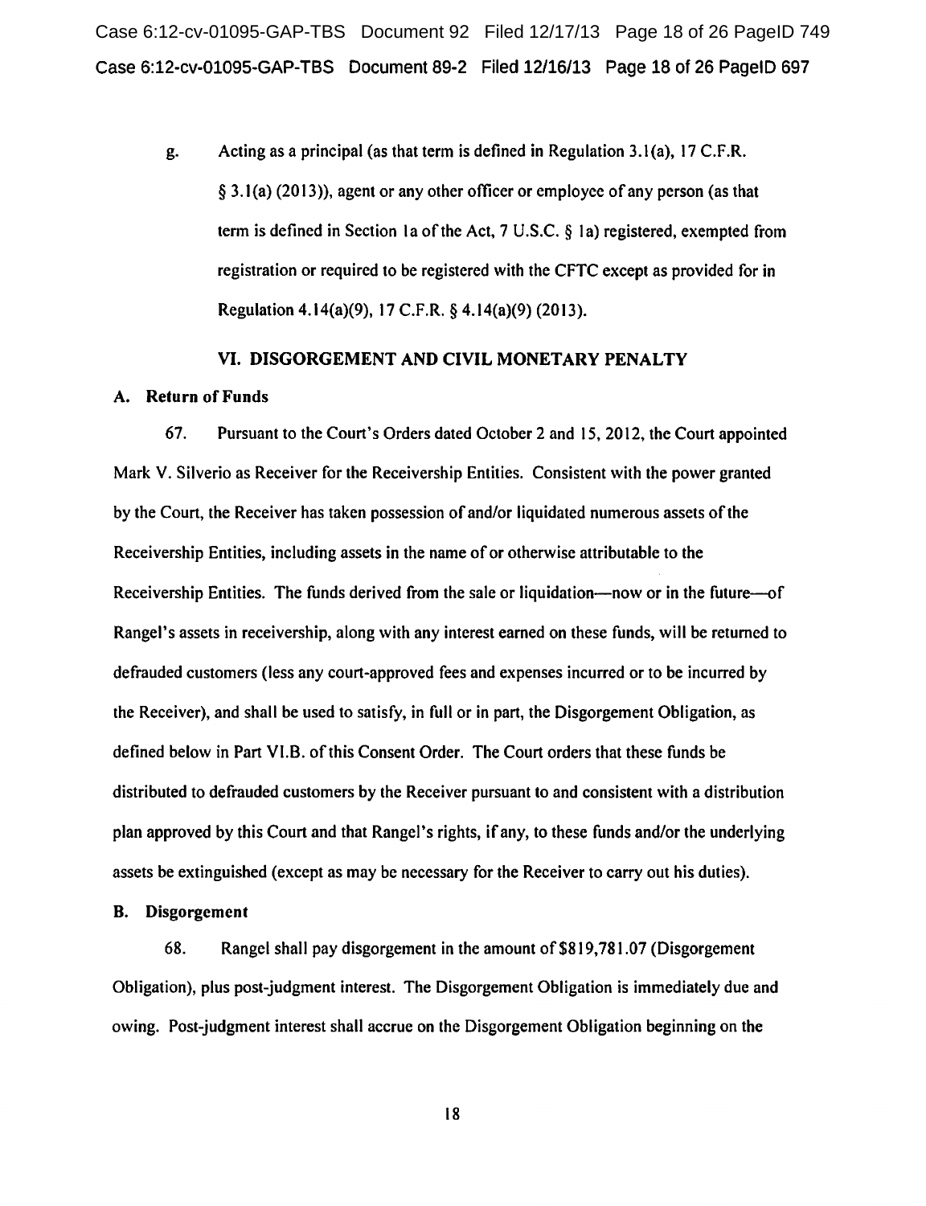g. Acting as a principal (as that term is defined in Regulation 3.1(a), 17 C.F.R. § 3.1(a) (2013)), agent or any other officer or employee of any person (as that term is defined in Section 1a of the Act, 7 U.S.C. § 1a) registered, exempted from registration or required to be registered with the CFTC except as provided for in Regulation 4.14(a)(9), 17 C.F.R. § 4.14(a)(9) (2013).

## VI. DISGORGEMENT AND CIVIL MONETARY PENALTY

### A. Return of Funds

67. Pursuant to the Court's Orders dated October 2 and 15, 2012, the Court appointed Mark V. Silverio as Receiver for the Receivership Entities. Consistent with the power granted by the Court, the Receiver has taken possession of and/or liquidated numerous assets of the Receivership Entities, including assets in the name of or otherwise attributable to the Receivership Entities. The funds derived from the sale or liquidation—now or in the future—of Rangel's assets in receivership, along with any interest earned on these funds, will be returned to defrauded customers (less any court-approved fees and expenses incurred or to be incurred by the Receiver), and shall be used to satisfy, in full or in part, the Disgorgement Obligation, as defined below in Part VI.B. of this Consent Order. The Court orders that these funds be distributed to defrauded customers by the Receiver pursuant to and consistent with a distribution plan approved by this Court and that Rangel's rights, if any, to these funds and/or the underlying assets be extinguished (except as may be necessary for the Receiver to carry out his duties).

### B. Disgorgement

68. Rangel shall pay disgorgement in the amount of $819,781.07 (Disgorgement Obligation), plus post-judgment interest. The Disgorgement Obligation is immediately due and owing. Post-judgment interest shall accrue on the Disgorgement Obligation beginning on the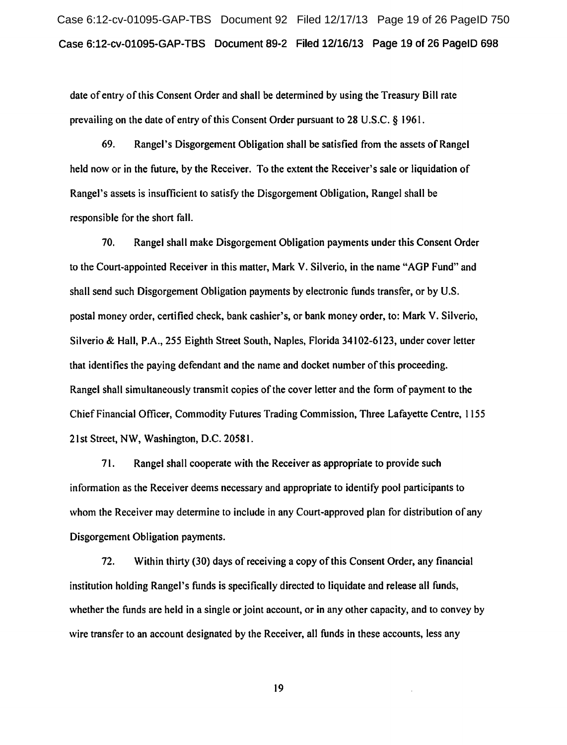date of entry of this Consent Order and shall be determined by using the Treasury Bill rate prevailing on the date of entry of this Consent Order pursuant to 28 U.S.C. § 1961.

69. Rangel's Disgorgement Obligation shall be satisfied from the assets of Rangel held now or in the future, by the Receiver. To the extent the Receiver's sale or liquidation of Rangel's assets is insufficient to satisfy the Disgorgement Obligation, Rangel shall be responsible for the short fall.

70. Rangel shall make Disgorgement Obligation payments under this Consent Order to the Court-appointed Receiver in this matter, Mark V. Silverio, in the name "AGP Fund" and shall send such Disgorgement Obligation payments by electronic funds transfer, or by U.S. postal money order, certified check, bank cashier's, or bank money order, to: Mark V. Silverio, Silverio & Hall, P.A., 255 Eighth Street South, Naples, Florida 34102-6123, under cover letter that identifies the paying defendant and the name and docket number of this proceeding. Rangel shall simultaneously transmit copies of the cover letter and the form of payment to the Chief Financial Officer, Commodity Futures Trading Commission, Three Lafayette Centre, 1155 21st Street, NW, Washington, D.C. 20581.

71. Rangel shall cooperate with the Receiver as appropriate to provide such information as the Receiver deems necessary and appropriate to identify pool participants to whom the Receiver may determine to include in any Court-approved plan for distribution of any Disgorgement Obligation payments.

72. Within thirty (30) days of receiving a copy of this Consent Order, any financial institution holding Rangel's funds is specifically directed to liquidate and release all funds, whether the funds are held in a single or joint account, or in any other capacity, and to convey by wire transfer to an account designated by the Receiver, all funds in these accounts, less any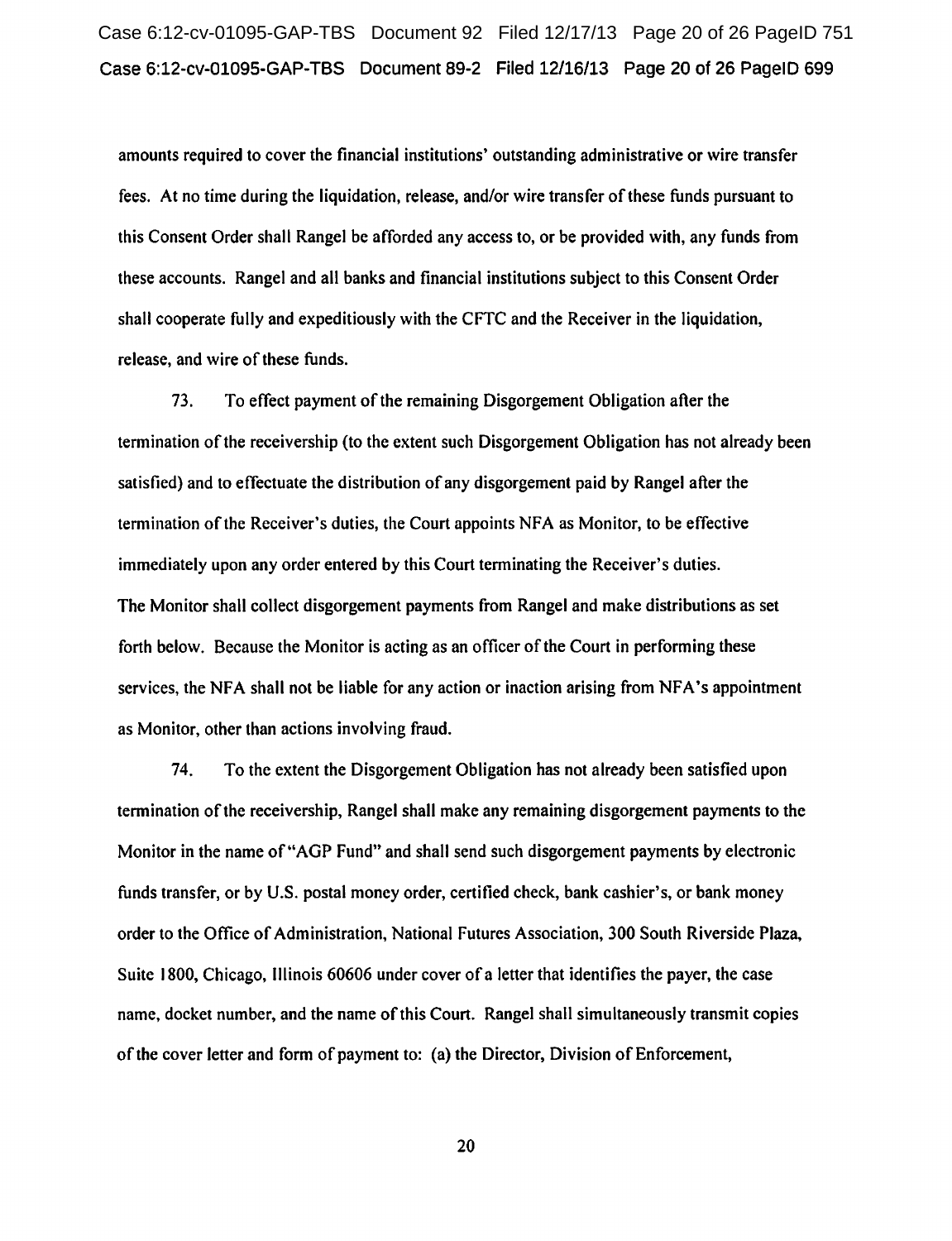amounts required to cover the financial institutions' outstanding administrative or wire transfer fees. At no time during the liquidation, release, and/or wire transfer of these funds pursuant to this Consent Order shall Rangel be afforded any access to, or be provided with, any funds from these accounts. Rangel and all banks and financial institutions subject to this Consent Order shall cooperate fully and expeditiously with the CFTC and the Receiver in the liquidation, release, and wire of these funds.

73. To effect payment of the remaining Disgorgement Obligation after the termination of the receivership (to the extent such Disgorgement Obligation has not already been satisfied) and to effectuate the distribution of any disgorgement paid by Rangel after the termination of the Receiver's duties, the Court appoints NFA as Monitor, to be effective immediately upon any order entered by this Court terminating the Receiver's duties. The Monitor shall collect disgorgement payments from Rangel and make distributions as set forth below. Because the Monitor is acting as an officer of the Court in performing these services, the NFA shall not be liable for any action or inaction arising from NFA's appointment as Monitor, other than actions involving fraud.

74. To the extent the Disgorgement Obligation has not already been satisfied upon termination of the receivership, Rangel shall make any remaining disgorgement payments to the Monitor in the name of "AGP Fund" and shall send such disgorgement payments by electronic funds transfer, or by U.S. postal money order, certified check, bank cashier's, or bank money order to the Office of Administration, National Futures Association, 300 South Riverside Plaza, Suite 1800, Chicago, Illinois 60606 under cover of a letter that identifies the payer, the case name, docket number, and the name of this Court. Rangel shall simultaneously transmit copies of the cover letter and form of payment to: (a) the Director, Division of Enforcement,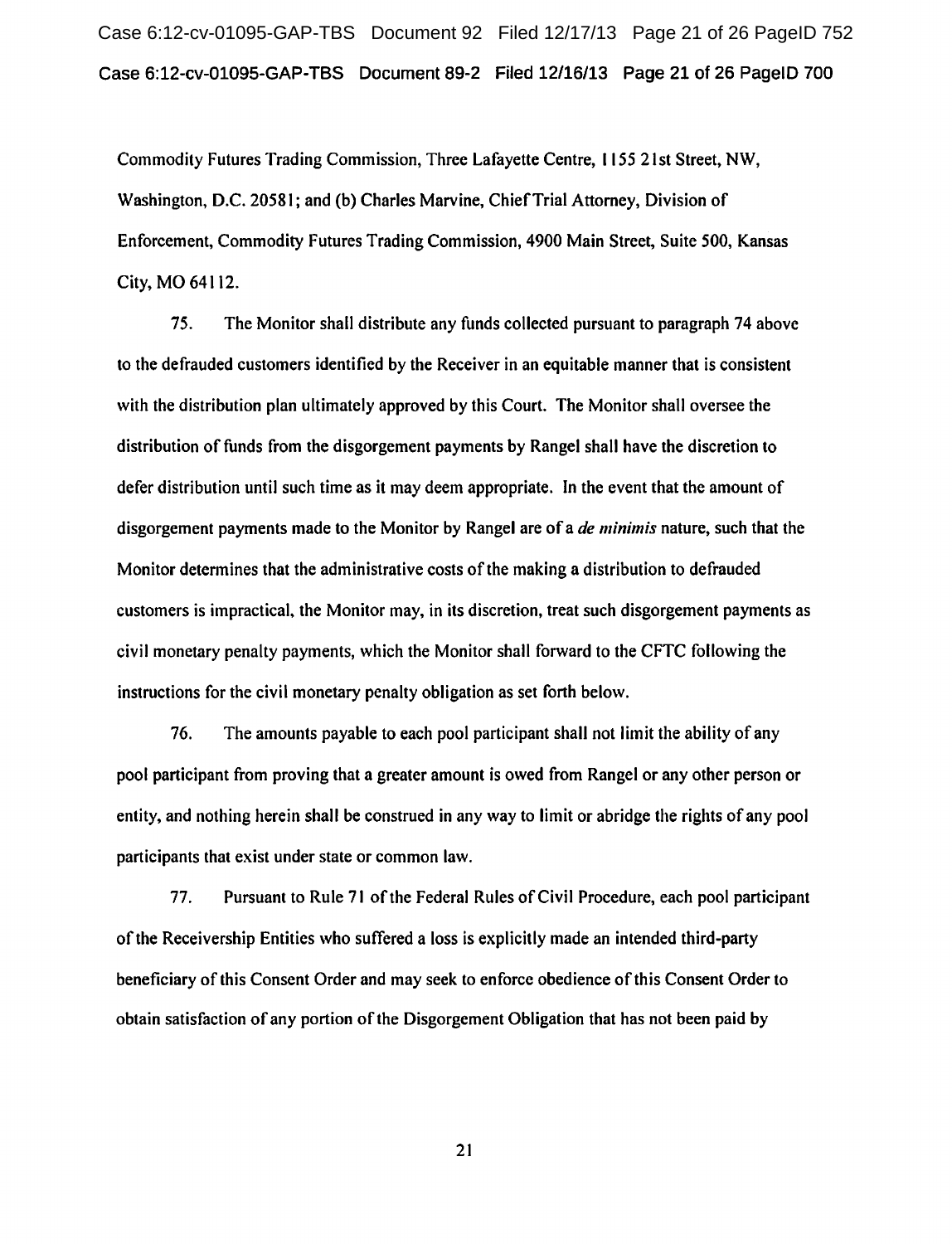Commodity Futures Trading Commission, Three Lafayette Centre, 1155 21st Street, NW, Washington, D.C. 20581; and (b) Charles Marvine, Chief Trial Attorney, Division of Enforcement, Commodity Futures Trading Commission, 4900 Main Street, Suite 500, Kansas City, MO 64112.

75. The Monitor shall distribute any funds collected pursuant to paragraph 74 above to the defrauded customers identified by the Receiver in an equitable manner that is consistent with the distribution plan ultimately approved by this Court. The Monitor shall oversee the distribution of funds from the disgorgement payments by Rangel shall have the discretion to defer distribution until such time as it may deem appropriate. In the event that the amount of disgorgement payments made to the Monitor by Rangel are of a *de minimis* nature, such that the Monitor determines that the administrative costs of the making a distribution to defrauded customers is impractical, the Monitor may, in its discretion, treat such disgorgement payments as civil monetary penalty payments, which the Monitor shall forward to the CFTC following the instructions for the civil monetary penalty obligation as set forth below.

76. The amounts payable to each pool participant shall not limit the ability of any pool participant from proving that a greater amount is owed from Rangel or any other person or entity, and nothing herein shall be construed in any way to limit or abridge the rights of any pool participants that exist under state or common law.

77. Pursuant to Rule 71 of the Federal Rules of Civil Procedure, each pool participant of the Receivership Entities who suffered a loss is explicitly made an intended third-party beneficiary of this Consent Order and may seek to enforce obedience of this Consent Order to obtain satisfaction of any portion of the Disgorgement Obligation that has not been paid by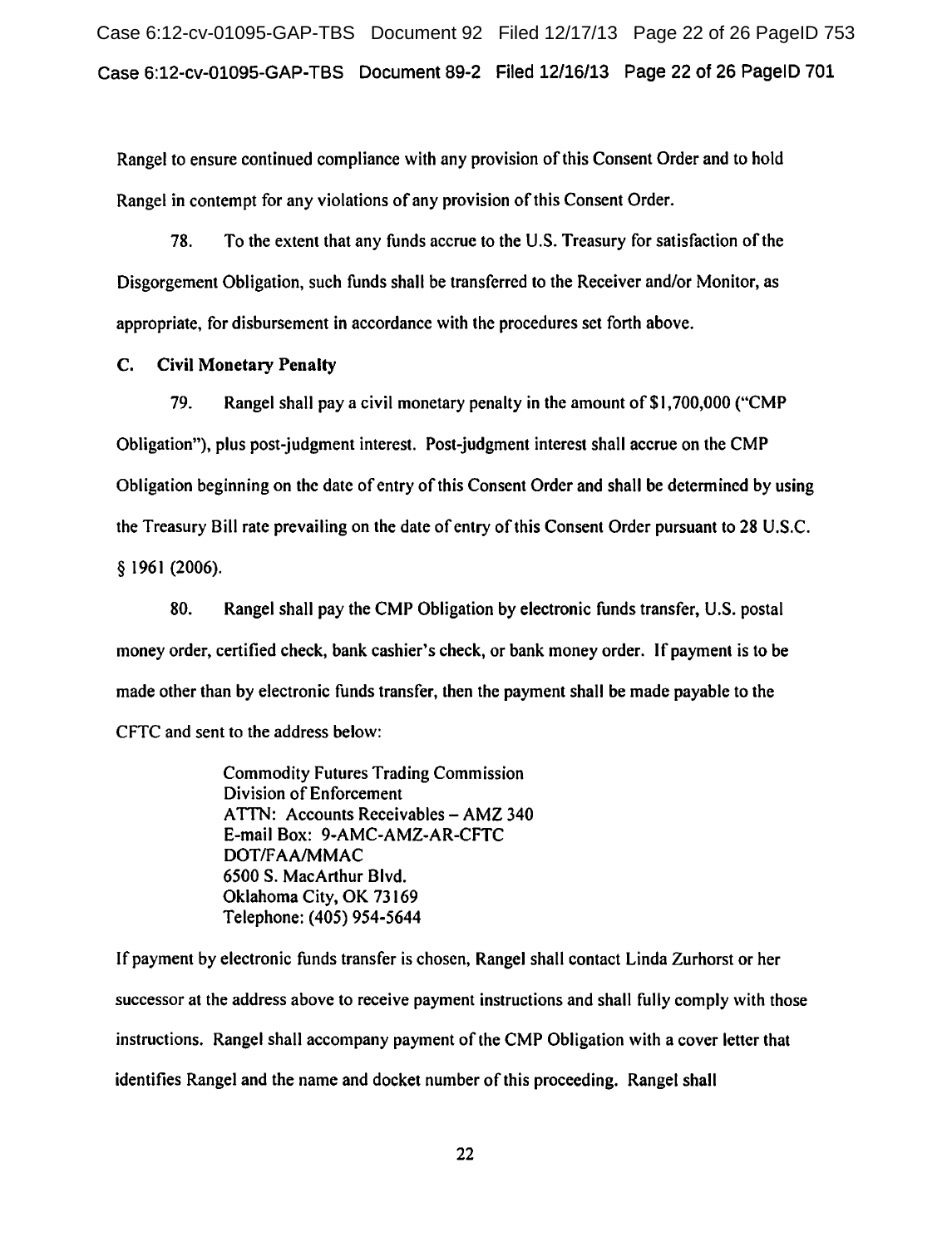Rangel to ensure continued compliance with any provision of this Consent Order and to hold Rangel in contempt for any violations of any provision of this Consent Order.

78. To the extent that any funds accrue to the U.S. Treasury for satisfaction of the Disgorgement Obligation, such funds shall be transferred to the Receiver and/or Monitor, as appropriate, for disbursement in accordance with the procedures set forth above.

**C. Civil Monetary Penalty**

79. Rangel shall pay a civil monetary penalty in the amount of $1,700,000 ("CMP Obligation"), plus post-judgment interest. Post-judgment interest shall accrue on the CMP Obligation beginning on the date of entry of this Consent Order and shall be determined by using the Treasury Bill rate prevailing on the date of entry of this Consent Order pursuant to 28 U.S.C. § 1961 (2006).

80. Rangel shall pay the CMP Obligation by electronic funds transfer, U.S. postal money order, certified check, bank cashier's check, or bank money order. If payment is to be made other than by electronic funds transfer, then the payment shall be made payable to the CFTC and sent to the address below:

> Commodity Futures Trading Commission
> Division of Enforcement
> ATTN: Accounts Receivables – AMZ 340
> E-mail Box: 9-AMC-AMZ-AR-CFTC
> DOT/FAA/MMAC
> 6500 S. MacArthur Blvd.
> Oklahoma City, OK 73169
> Telephone: (405) 954-5644

If payment by electronic funds transfer is chosen, Rangel shall contact Linda Zurhorst or her successor at the address above to receive payment instructions and shall fully comply with those instructions. Rangel shall accompany payment of the CMP Obligation with a cover letter that identifies Rangel and the name and docket number of this proceeding. Rangel shall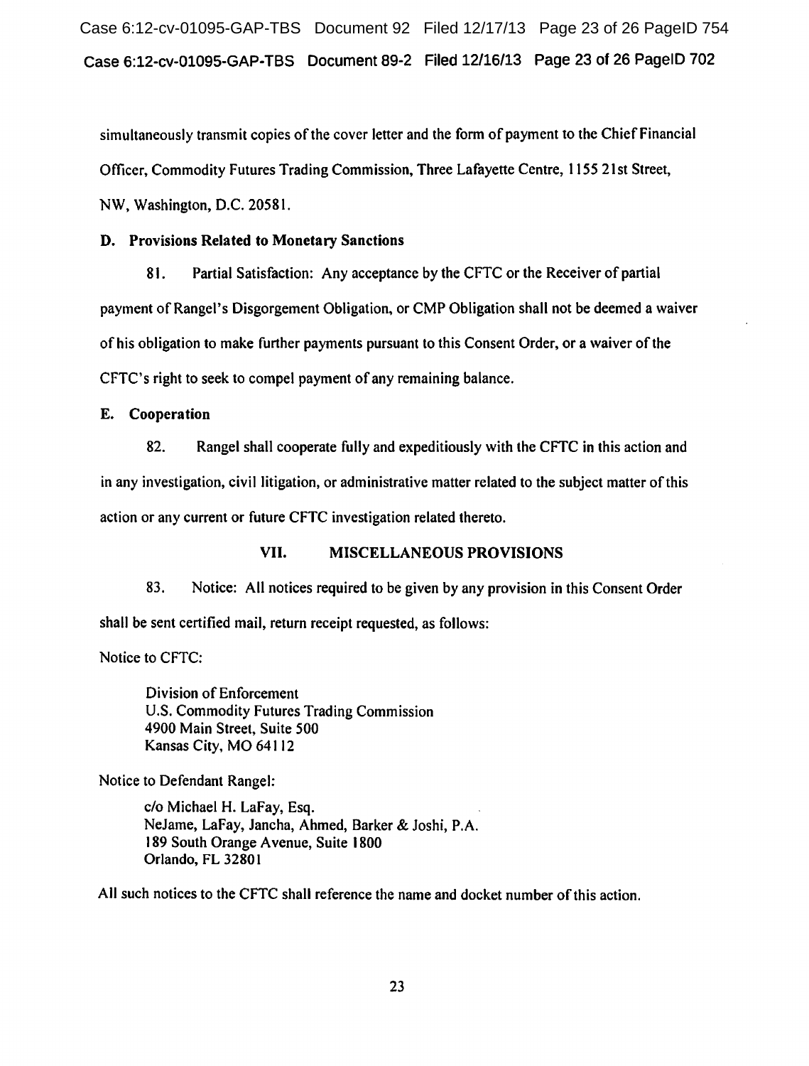simultaneously transmit copies of the cover letter and the form of payment to the Chief Financial Officer, Commodity Futures Trading Commission, Three Lafayette Centre, 1155 21st Street, NW, Washington, D.C. 20581.

**D. Provisions Related to Monetary Sanctions**

81. Partial Satisfaction: Any acceptance by the CFTC or the Receiver of partial payment of Rangel's Disgorgement Obligation, or CMP Obligation shall not be deemed a waiver of his obligation to make further payments pursuant to this Consent Order, or a waiver of the CFTC's right to seek to compel payment of any remaining balance.

**E. Cooperation**

82. Rangel shall cooperate fully and expeditiously with the CFTC in this action and in any investigation, civil litigation, or administrative matter related to the subject matter of this action or any current or future CFTC investigation related thereto.

## VII. MISCELLANEOUS PROVISIONS

83. Notice: All notices required to be given by any provision in this Consent Order shall be sent certified mail, return receipt requested, as follows:

Notice to CFTC:

> Division of Enforcement
> U.S. Commodity Futures Trading Commission
> 4900 Main Street, Suite 500
> Kansas City, MO 64112

Notice to Defendant Rangel:

> c/o Michael H. LaFay, Esq.
> NeJame, LaFay, Jancha, Ahmed, Barker & Joshi, P.A.
> 189 South Orange Avenue, Suite 1800
> Orlando, FL 32801

All such notices to the CFTC shall reference the name and docket number of this action.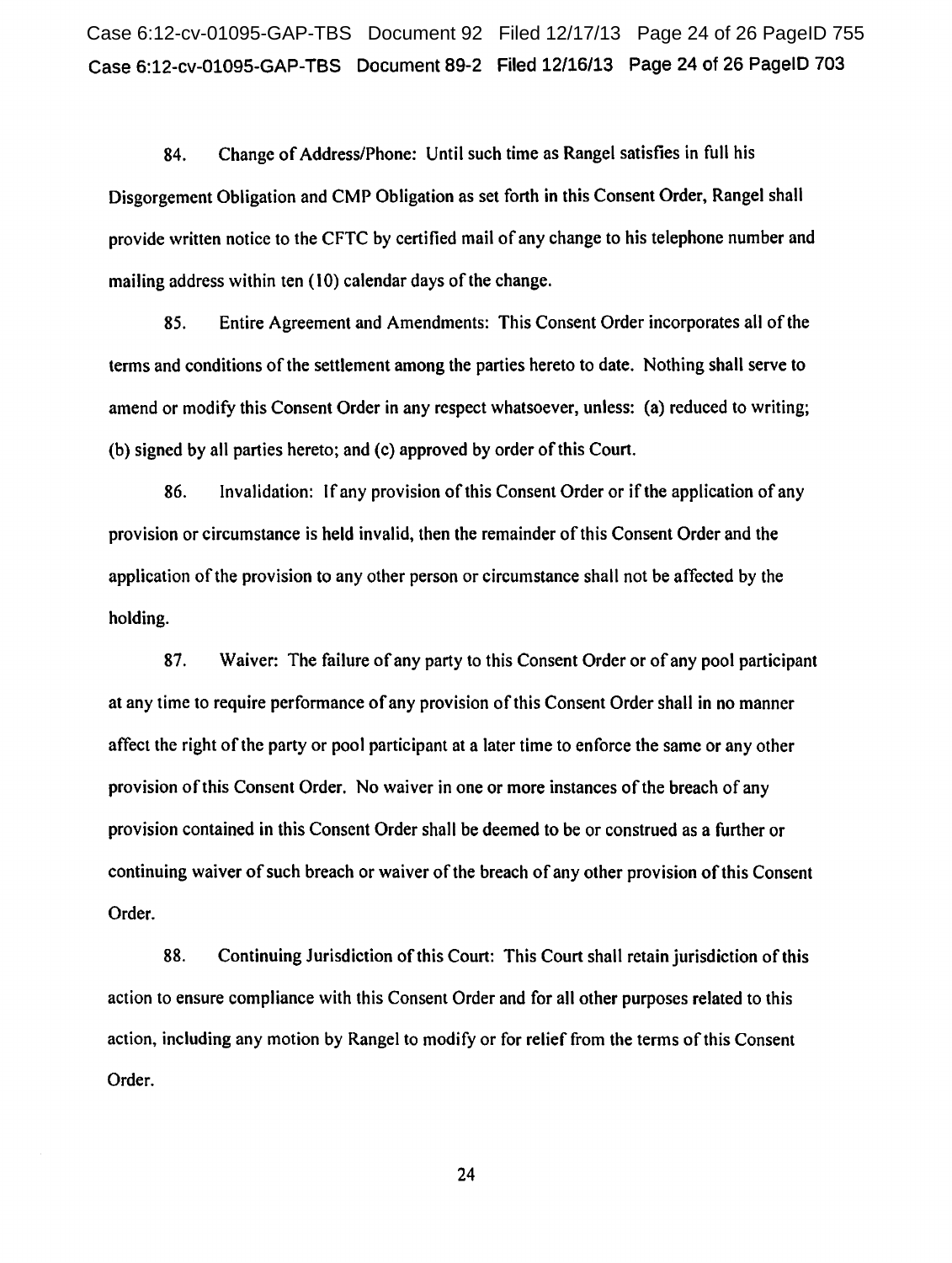84. Change of Address/Phone: Until such time as Rangel satisfies in full his Disgorgement Obligation and CMP Obligation as set forth in this Consent Order, Rangel shall provide written notice to the CFTC by certified mail of any change to his telephone number and mailing address within ten (10) calendar days of the change.

85. Entire Agreement and Amendments: This Consent Order incorporates all of the terms and conditions of the settlement among the parties hereto to date. Nothing shall serve to amend or modify this Consent Order in any respect whatsoever, unless: (a) reduced to writing; (b) signed by all parties hereto; and (c) approved by order of this Court.

86. Invalidation: If any provision of this Consent Order or if the application of any provision or circumstance is held invalid, then the remainder of this Consent Order and the application of the provision to any other person or circumstance shall not be affected by the holding.

87. Waiver: The failure of any party to this Consent Order or of any pool participant at any time to require performance of any provision of this Consent Order shall in no manner affect the right of the party or pool participant at a later time to enforce the same or any other provision of this Consent Order. No waiver in one or more instances of the breach of any provision contained in this Consent Order shall be deemed to be or construed as a further or continuing waiver of such breach or waiver of the breach of any other provision of this Consent Order.

88. Continuing Jurisdiction of this Court: This Court shall retain jurisdiction of this action to ensure compliance with this Consent Order and for all other purposes related to this action, including any motion by Rangel to modify or for relief from the terms of this Consent Order.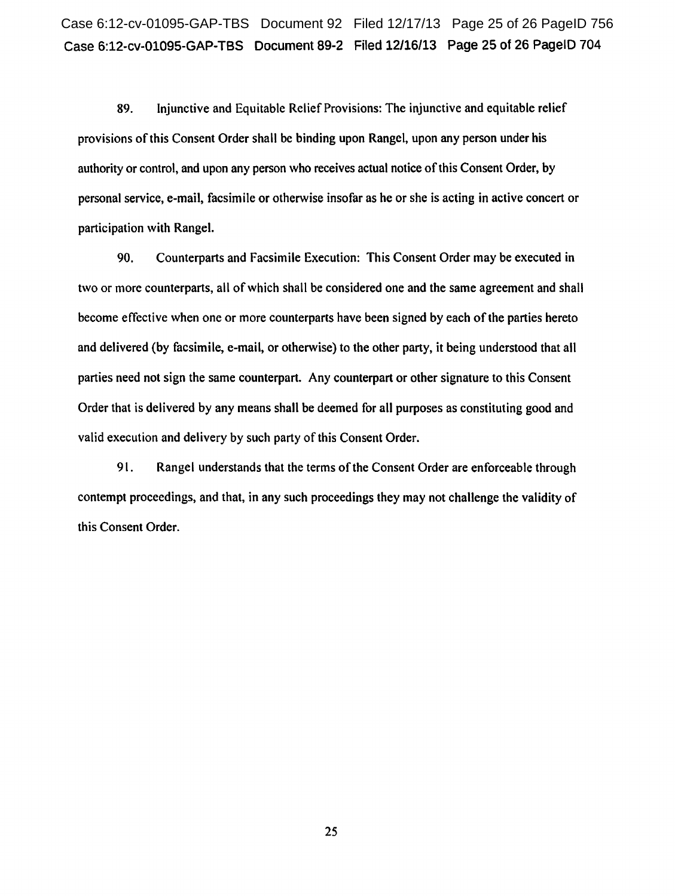89. Injunctive and Equitable Relief Provisions: The injunctive and equitable relief provisions of this Consent Order shall be binding upon Rangel, upon any person under his authority or control, and upon any person who receives actual notice of this Consent Order, by personal service, e-mail, facsimile or otherwise insofar as he or she is acting in active concert or participation with Rangel.

90. Counterparts and Facsimile Execution: This Consent Order may be executed in two or more counterparts, all of which shall be considered one and the same agreement and shall become effective when one or more counterparts have been signed by each of the parties hereto and delivered (by facsimile, e-mail, or otherwise) to the other party, it being understood that all parties need not sign the same counterpart. Any counterpart or other signature to this Consent Order that is delivered by any means shall be deemed for all purposes as constituting good and valid execution and delivery by such party of this Consent Order.

91. Rangel understands that the terms of the Consent Order are enforceable through contempt proceedings, and that, in any such proceedings they may not challenge the validity of this Consent Order.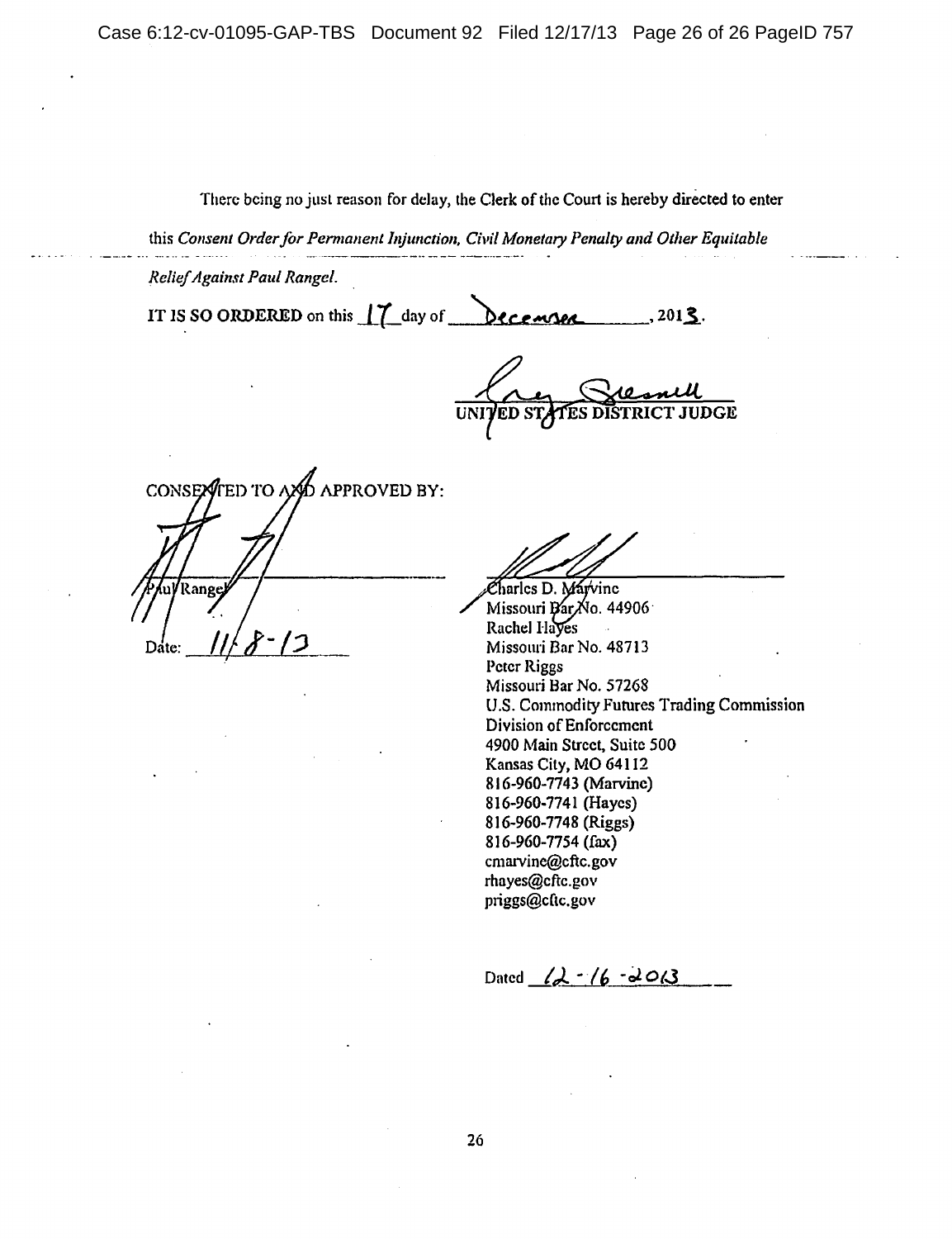There being no just reason for delay, the Clerk of the Court is hereby directed to enter this *Consent Order for Permanent Injunction, Civil Monetary Penalty and Other Equitable Relief Against Paul Rangel.*

**IT IS SO ORDERED** on this 17 day of December, 2013.

UNITED STATES DISTRICT JUDGE

CONSENTED TO AND APPROVED BY:

Paul Rangel

Date: 11-8-13

Charles D. Marvine
Missouri Bar No. 44906
Rachel Hayes
Missouri Bar No. 48713
Peter Riggs
Missouri Bar No. 57268
U.S. Commodity Futures Trading Commission
Division of Enforcement
4900 Main Street, Suite 500
Kansas City, MO 64112
816-960-7743 (Marvine)
816-960-7741 (Hayes)
816-960-7748 (Riggs)
816-960-7754 (fax)
cmarvine@cftc.gov
rhayes@cftc.gov
priggs@cftc.gov

Dated 12-16-2013